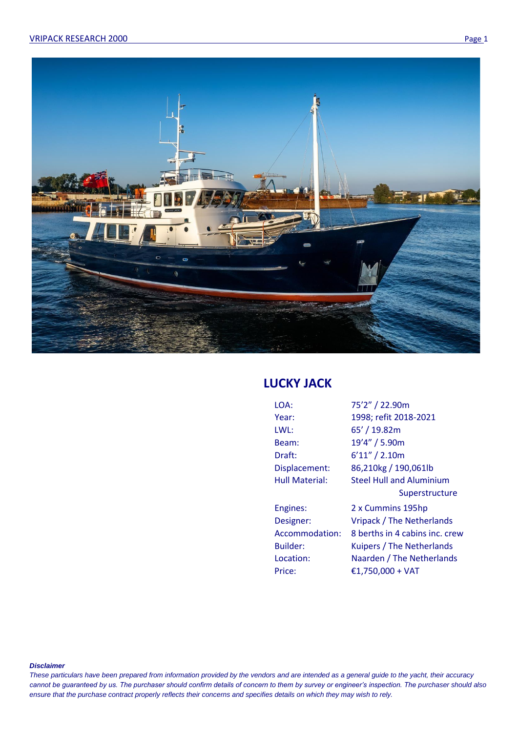# LUCKY JACK

| | |
|---|---|
| LOA: | 75'2" / 22.90m |
| Year: | 1998; refit 2018-2021 |
| LWL: | 65' / 19.82m |
| Beam: | 19'4" / 5.90m |
| Draft: | 6'11" / 2.10m |
| Displacement: | 86,210kg / 190,061lb |
| Hull Material: | Steel Hull and Aluminium Superstructure |
| Engines: | 2 x Cummins 195hp |
| Designer: | Vripack / The Netherlands |
| Accommodation: | 8 berths in 4 cabins inc. crew |
| Builder: | Kuipers / The Netherlands |
| Location: | Naarden / The Netherlands |
| Price: | €1,750,000 + VAT |

***Disclaimer***

*These particulars have been prepared from information provided by the vendors and are intended as a general guide to the yacht, their accuracy cannot be guaranteed by us. The purchaser should confirm details of concern to them by survey or engineer's inspection. The purchaser should also ensure that the purchase contract properly reflects their concerns and specifies details on which they may wish to rely.*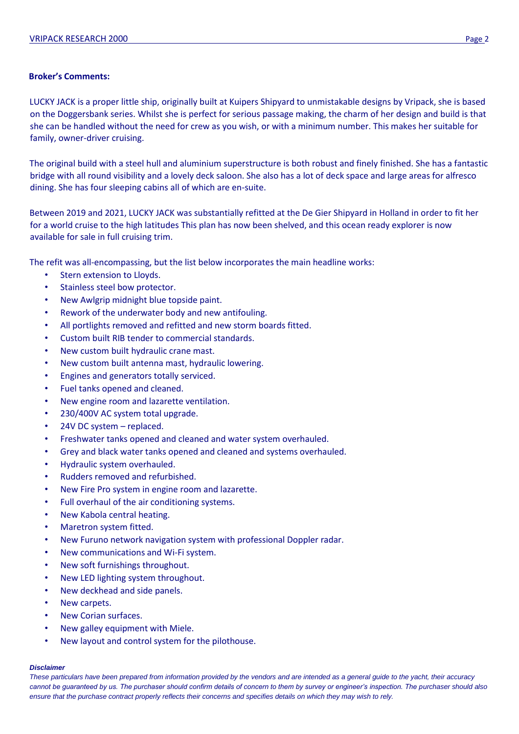**Broker's Comments:**

LUCKY JACK is a proper little ship, originally built at Kuipers Shipyard to unmistakable designs by Vripack, she is based on the Doggersbank series. Whilst she is perfect for serious passage making, the charm of her design and build is that she can be handled without the need for crew as you wish, or with a minimum number. This makes her suitable for family, owner-driver cruising.

The original build with a steel hull and aluminium superstructure is both robust and finely finished. She has a fantastic bridge with all round visibility and a lovely deck saloon. She also has a lot of deck space and large areas for alfresco dining. She has four sleeping cabins all of which are en-suite.

Between 2019 and 2021, LUCKY JACK was substantially refitted at the De Gier Shipyard in Holland in order to fit her for a world cruise to the high latitudes This plan has now been shelved, and this ocean ready explorer is now available for sale in full cruising trim.

The refit was all-encompassing, but the list below incorporates the main headline works:

- Stern extension to Lloyds.
- Stainless steel bow protector.
- New Awlgrip midnight blue topside paint.
- Rework of the underwater body and new antifouling.
- All portlights removed and refitted and new storm boards fitted.
- Custom built RIB tender to commercial standards.
- New custom built hydraulic crane mast.
- New custom built antenna mast, hydraulic lowering.
- Engines and generators totally serviced.
- Fuel tanks opened and cleaned.
- New engine room and lazarette ventilation.
- 230/400V AC system total upgrade.
- 24V DC system – replaced.
- Freshwater tanks opened and cleaned and water system overhauled.
- Grey and black water tanks opened and cleaned and systems overhauled.
- Hydraulic system overhauled.
- Rudders removed and refurbished.
- New Fire Pro system in engine room and lazarette.
- Full overhaul of the air conditioning systems.
- New Kabola central heating.
- Maretron system fitted.
- New Furuno network navigation system with professional Doppler radar.
- New communications and Wi-Fi system.
- New soft furnishings throughout.
- New LED lighting system throughout.
- New deckhead and side panels.
- New carpets.
- New Corian surfaces.
- New galley equipment with Miele.
- New layout and control system for the pilothouse.

***Disclaimer***

*These particulars have been prepared from information provided by the vendors and are intended as a general guide to the yacht, their accuracy cannot be guaranteed by us. The purchaser should confirm details of concern to them by survey or engineer's inspection. The purchaser should also ensure that the purchase contract properly reflects their concerns and specifies details on which they may wish to rely.*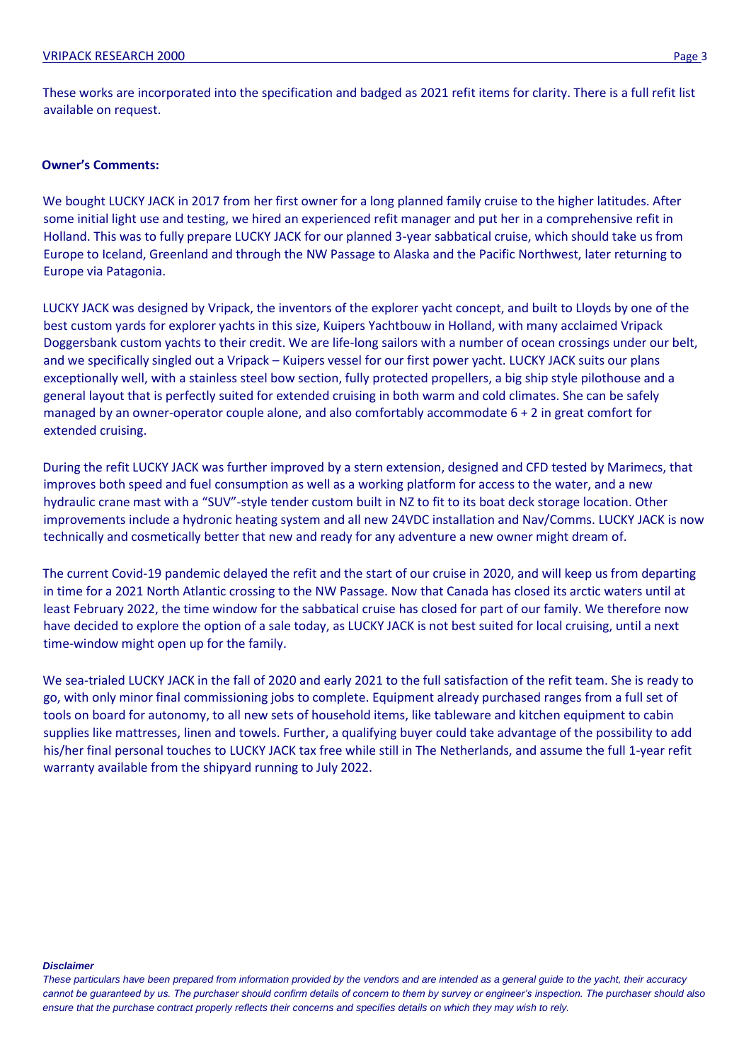These works are incorporated into the specification and badged as 2021 refit items for clarity. There is a full refit list available on request.

**Owner's Comments:**

We bought LUCKY JACK in 2017 from her first owner for a long planned family cruise to the higher latitudes. After some initial light use and testing, we hired an experienced refit manager and put her in a comprehensive refit in Holland. This was to fully prepare LUCKY JACK for our planned 3-year sabbatical cruise, which should take us from Europe to Iceland, Greenland and through the NW Passage to Alaska and the Pacific Northwest, later returning to Europe via Patagonia.

LUCKY JACK was designed by Vripack, the inventors of the explorer yacht concept, and built to Lloyds by one of the best custom yards for explorer yachts in this size, Kuipers Yachtbouw in Holland, with many acclaimed Vripack Doggersbank custom yachts to their credit. We are life-long sailors with a number of ocean crossings under our belt, and we specifically singled out a Vripack – Kuipers vessel for our first power yacht. LUCKY JACK suits our plans exceptionally well, with a stainless steel bow section, fully protected propellers, a big ship style pilothouse and a general layout that is perfectly suited for extended cruising in both warm and cold climates. She can be safely managed by an owner-operator couple alone, and also comfortably accommodate 6 + 2 in great comfort for extended cruising.

During the refit LUCKY JACK was further improved by a stern extension, designed and CFD tested by Marimecs, that improves both speed and fuel consumption as well as a working platform for access to the water, and a new hydraulic crane mast with a "SUV"-style tender custom built in NZ to fit to its boat deck storage location. Other improvements include a hydronic heating system and all new 24VDC installation and Nav/Comms. LUCKY JACK is now technically and cosmetically better that new and ready for any adventure a new owner might dream of.

The current Covid-19 pandemic delayed the refit and the start of our cruise in 2020, and will keep us from departing in time for a 2021 North Atlantic crossing to the NW Passage. Now that Canada has closed its arctic waters until at least February 2022, the time window for the sabbatical cruise has closed for part of our family. We therefore now have decided to explore the option of a sale today, as LUCKY JACK is not best suited for local cruising, until a next time-window might open up for the family.

We sea-trialed LUCKY JACK in the fall of 2020 and early 2021 to the full satisfaction of the refit team. She is ready to go, with only minor final commissioning jobs to complete. Equipment already purchased ranges from a full set of tools on board for autonomy, to all new sets of household items, like tableware and kitchen equipment to cabin supplies like mattresses, linen and towels. Further, a qualifying buyer could take advantage of the possibility to add his/her final personal touches to LUCKY JACK tax free while still in The Netherlands, and assume the full 1-year refit warranty available from the shipyard running to July 2022.

***Disclaimer***

*These particulars have been prepared from information provided by the vendors and are intended as a general guide to the yacht, their accuracy cannot be guaranteed by us. The purchaser should confirm details of concern to them by survey or engineer's inspection. The purchaser should also ensure that the purchase contract properly reflects their concerns and specifies details on which they may wish to rely.*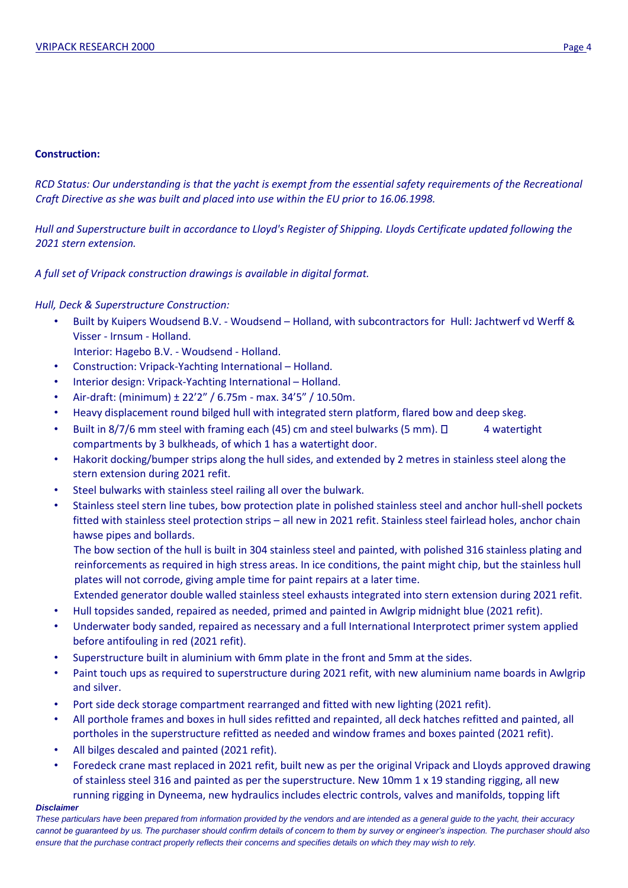**Construction:**

*RCD Status: Our understanding is that the yacht is exempt from the essential safety requirements of the Recreational Craft Directive as she was built and placed into use within the EU prior to 16.06.1998.*

*Hull and Superstructure built in accordance to Lloyd's Register of Shipping. Lloyds Certificate updated following the 2021 stern extension.*

*A full set of Vripack construction drawings is available in digital format.*

*Hull, Deck & Superstructure Construction:*

- Built by Kuipers Woudsend B.V. - Woudsend – Holland, with subcontractors for Hull: Jachtwerf vd Werff & Visser - Irnsum - Holland.
  Interior: Hagebo B.V. - Woudsend - Holland.
- Construction: Vripack-Yachting International – Holland.
- Interior design: Vripack-Yachting International – Holland.
- Air-draft: (minimum) ± 22'2" / 6.75m - max. 34'5" / 10.50m.
- Heavy displacement round bilged hull with integrated stern platform, flared bow and deep skeg.
- Built in 8/7/6 mm steel with framing each (45) cm and steel bulwarks (5 mm).  4 watertight compartments by 3 bulkheads, of which 1 has a watertight door.
- Hakorit docking/bumper strips along the hull sides, and extended by 2 metres in stainless steel along the stern extension during 2021 refit.
- Steel bulwarks with stainless steel railing all over the bulwark.
- Stainless steel stern line tubes, bow protection plate in polished stainless steel and anchor hull-shell pockets fitted with stainless steel protection strips – all new in 2021 refit. Stainless steel fairlead holes, anchor chain hawse pipes and bollards.
  The bow section of the hull is built in 304 stainless steel and painted, with polished 316 stainless plating and reinforcements as required in high stress areas. In ice conditions, the paint might chip, but the stainless hull plates will not corrode, giving ample time for paint repairs at a later time.
  Extended generator double walled stainless steel exhausts integrated into stern extension during 2021 refit.
- Hull topsides sanded, repaired as needed, primed and painted in Awlgrip midnight blue (2021 refit).
- Underwater body sanded, repaired as necessary and a full International Interprotect primer system applied before antifouling in red (2021 refit).
- Superstructure built in aluminium with 6mm plate in the front and 5mm at the sides.
- Paint touch ups as required to superstructure during 2021 refit, with new aluminium name boards in Awlgrip and silver.
- Port side deck storage compartment rearranged and fitted with new lighting (2021 refit).
- All porthole frames and boxes in hull sides refitted and repainted, all deck hatches refitted and painted, all portholes in the superstructure refitted as needed and window frames and boxes painted (2021 refit).
- All bilges descaled and painted (2021 refit).
- Foredeck crane mast replaced in 2021 refit, built new as per the original Vripack and Lloyds approved drawing of stainless steel 316 and painted as per the superstructure. New 10mm 1 x 19 standing rigging, all new running rigging in Dyneema, new hydraulics includes electric controls, valves and manifolds, topping lift

***Disclaimer***

*These particulars have been prepared from information provided by the vendors and are intended as a general guide to the yacht, their accuracy cannot be guaranteed by us. The purchaser should confirm details of concern to them by survey or engineer's inspection. The purchaser should also ensure that the purchase contract properly reflects their concerns and specifies details on which they may wish to rely.*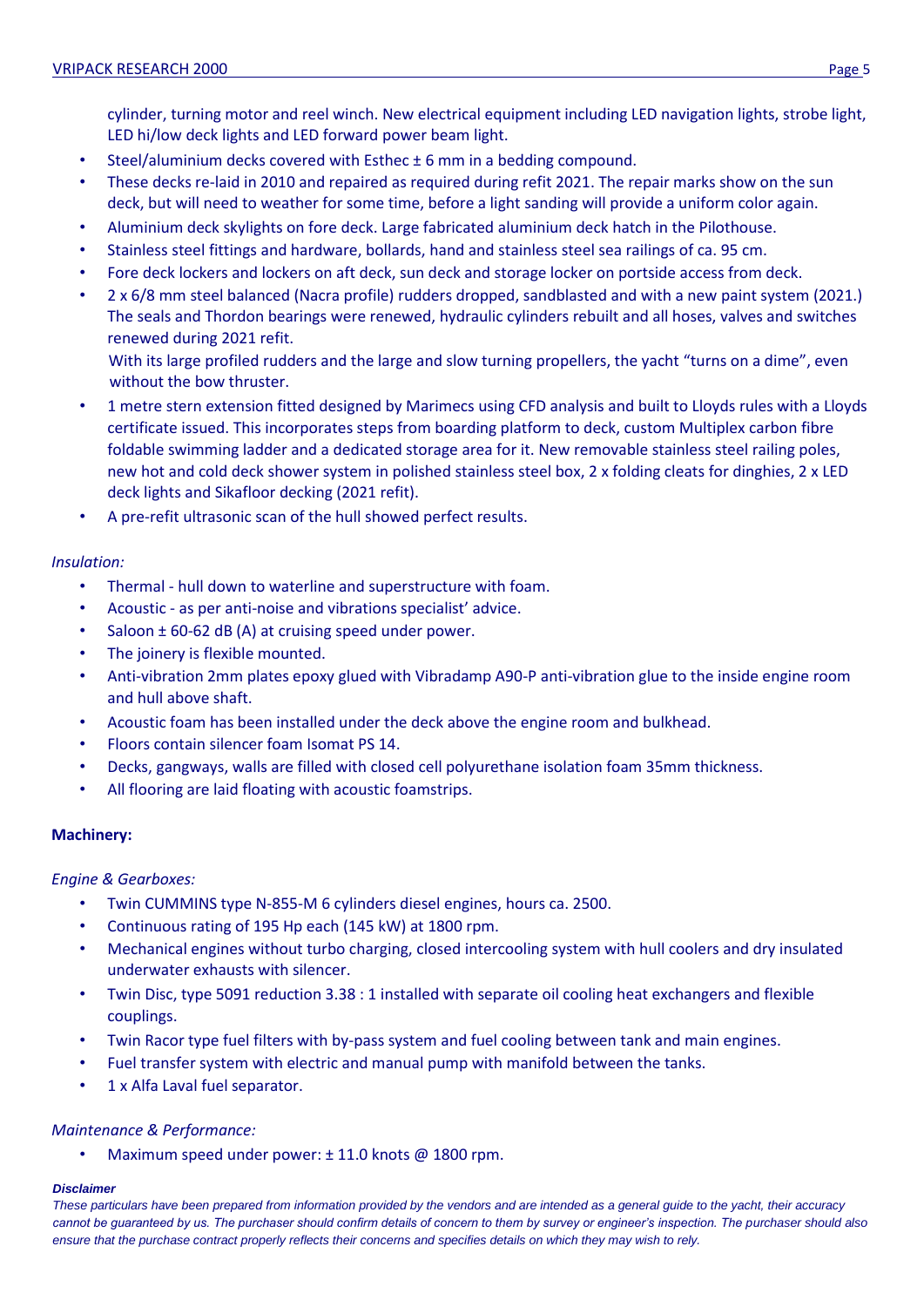cylinder, turning motor and reel winch. New electrical equipment including LED navigation lights, strobe light, LED hi/low deck lights and LED forward power beam light.

- Steel/aluminium decks covered with Esthec ± 6 mm in a bedding compound.
- These decks re-laid in 2010 and repaired as required during refit 2021. The repair marks show on the sun deck, but will need to weather for some time, before a light sanding will provide a uniform color again.
- Aluminium deck skylights on fore deck. Large fabricated aluminium deck hatch in the Pilothouse.
- Stainless steel fittings and hardware, bollards, hand and stainless steel sea railings of ca. 95 cm.
- Fore deck lockers and lockers on aft deck, sun deck and storage locker on portside access from deck.
- 2 x 6/8 mm steel balanced (Nacra profile) rudders dropped, sandblasted and with a new paint system (2021.) The seals and Thordon bearings were renewed, hydraulic cylinders rebuilt and all hoses, valves and switches renewed during 2021 refit.
  With its large profiled rudders and the large and slow turning propellers, the yacht "turns on a dime", even without the bow thruster.
- 1 metre stern extension fitted designed by Marimecs using CFD analysis and built to Lloyds rules with a Lloyds certificate issued. This incorporates steps from boarding platform to deck, custom Multiplex carbon fibre foldable swimming ladder and a dedicated storage area for it. New removable stainless steel railing poles, new hot and cold deck shower system in polished stainless steel box, 2 x folding cleats for dinghies, 2 x LED deck lights and Sikafloor decking (2021 refit).
- A pre-refit ultrasonic scan of the hull showed perfect results.

*Insulation:*

- Thermal - hull down to waterline and superstructure with foam.
- Acoustic - as per anti-noise and vibrations specialist' advice.
- Saloon ± 60-62 dB (A) at cruising speed under power.
- The joinery is flexible mounted.
- Anti-vibration 2mm plates epoxy glued with Vibradamp A90-P anti-vibration glue to the inside engine room and hull above shaft.
- Acoustic foam has been installed under the deck above the engine room and bulkhead.
- Floors contain silencer foam Isomat PS 14.
- Decks, gangways, walls are filled with closed cell polyurethane isolation foam 35mm thickness.
- All flooring are laid floating with acoustic foamstrips.

**Machinery:**

*Engine & Gearboxes:*

- Twin CUMMINS type N-855-M 6 cylinders diesel engines, hours ca. 2500.
- Continuous rating of 195 Hp each (145 kW) at 1800 rpm.
- Mechanical engines without turbo charging, closed intercooling system with hull coolers and dry insulated underwater exhausts with silencer.
- Twin Disc, type 5091 reduction 3.38 : 1 installed with separate oil cooling heat exchangers and flexible couplings.
- Twin Racor type fuel filters with by-pass system and fuel cooling between tank and main engines.
- Fuel transfer system with electric and manual pump with manifold between the tanks.
- 1 x Alfa Laval fuel separator.

*Maintenance & Performance:*

- Maximum speed under power: ± 11.0 knots @ 1800 rpm.

***Disclaimer***

*These particulars have been prepared from information provided by the vendors and are intended as a general guide to the yacht, their accuracy cannot be guaranteed by us. The purchaser should confirm details of concern to them by survey or engineer's inspection. The purchaser should also ensure that the purchase contract properly reflects their concerns and specifies details on which they may wish to rely.*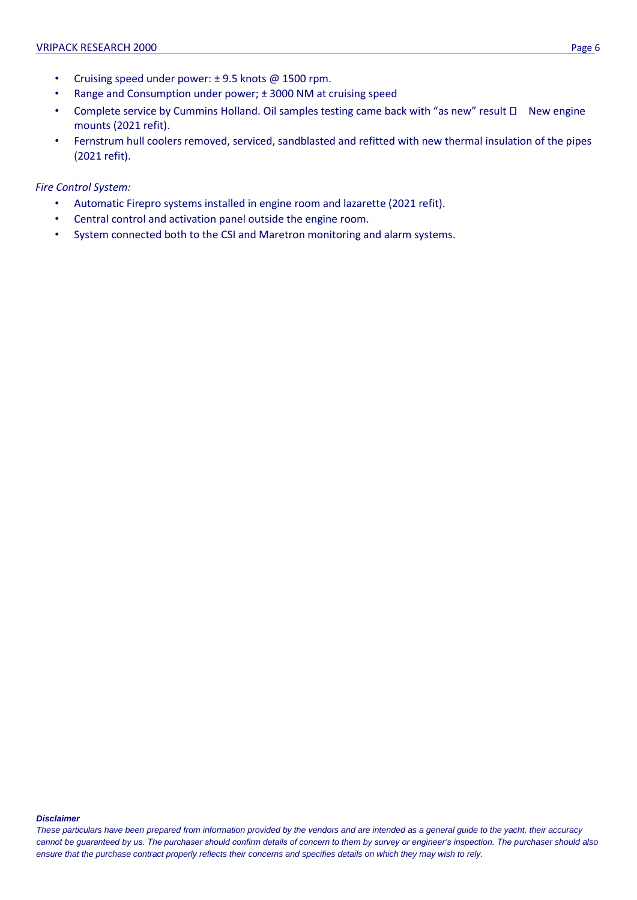- Cruising speed under power: ± 9.5 knots @ 1500 rpm.
- Range and Consumption under power; ± 3000 NM at cruising speed
- Complete service by Cummins Holland. Oil samples testing came back with "as new" result  New engine mounts (2021 refit).
- Fernstrum hull coolers removed, serviced, sandblasted and refitted with new thermal insulation of the pipes (2021 refit).

*Fire Control System:*

- Automatic Firepro systems installed in engine room and lazarette (2021 refit).
- Central control and activation panel outside the engine room.
- System connected both to the CSI and Maretron monitoring and alarm systems.

***Disclaimer***

*These particulars have been prepared from information provided by the vendors and are intended as a general guide to the yacht, their accuracy cannot be guaranteed by us. The purchaser should confirm details of concern to them by survey or engineer's inspection. The purchaser should also ensure that the purchase contract properly reflects their concerns and specifies details on which they may wish to rely.*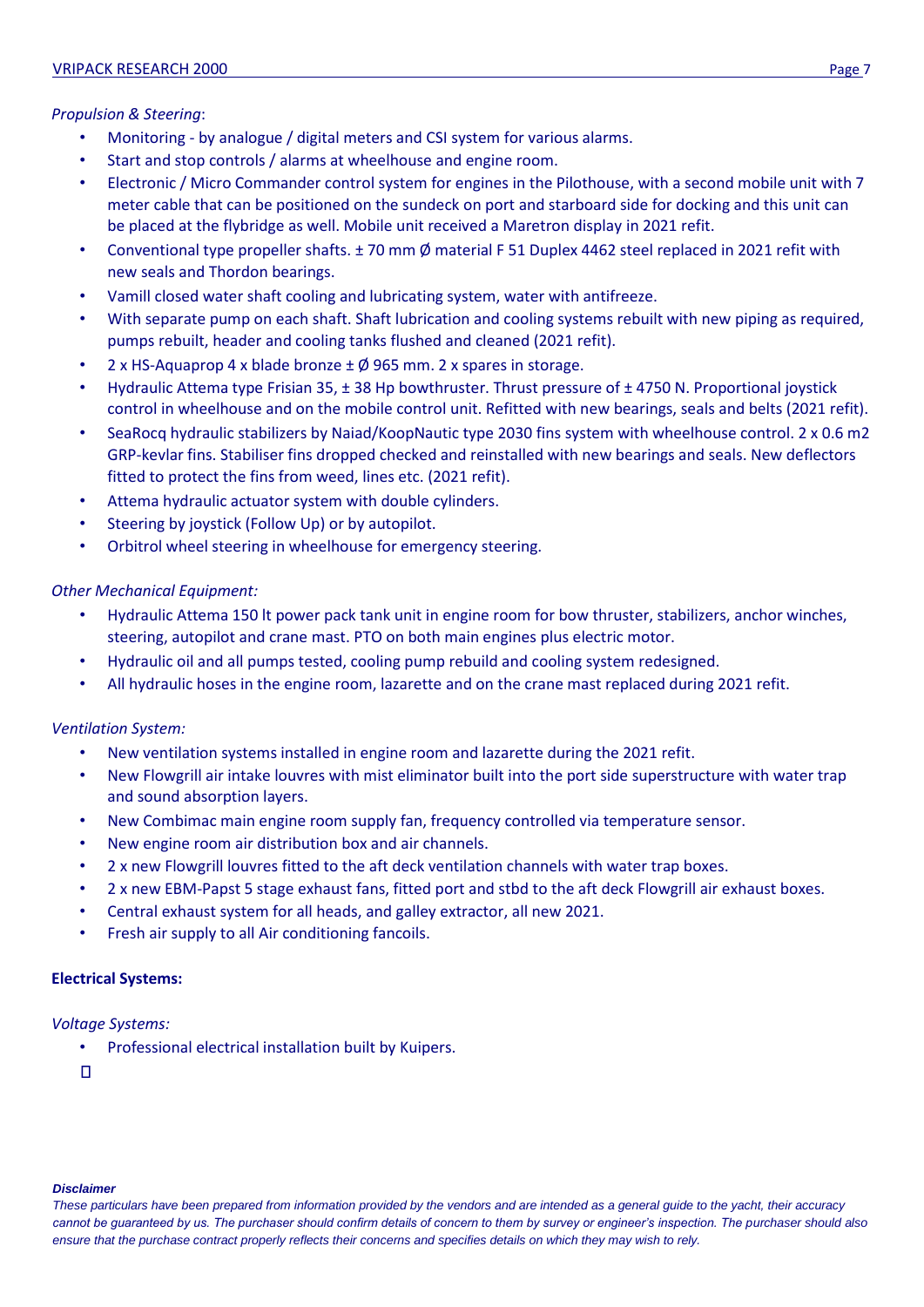*Propulsion & Steering*:

- Monitoring - by analogue / digital meters and CSI system for various alarms.
- Start and stop controls / alarms at wheelhouse and engine room.
- Electronic / Micro Commander control system for engines in the Pilothouse, with a second mobile unit with 7 meter cable that can be positioned on the sundeck on port and starboard side for docking and this unit can be placed at the flybridge as well. Mobile unit received a Maretron display in 2021 refit.
- Conventional type propeller shafts. ± 70 mm Ø material F 51 Duplex 4462 steel replaced in 2021 refit with new seals and Thordon bearings.
- Vamill closed water shaft cooling and lubricating system, water with antifreeze.
- With separate pump on each shaft. Shaft lubrication and cooling systems rebuilt with new piping as required, pumps rebuilt, header and cooling tanks flushed and cleaned (2021 refit).
- 2 x HS-Aquaprop 4 x blade bronze ± Ø 965 mm. 2 x spares in storage.
- Hydraulic Attema type Frisian 35, ± 38 Hp bowthruster. Thrust pressure of ± 4750 N. Proportional joystick control in wheelhouse and on the mobile control unit. Refitted with new bearings, seals and belts (2021 refit).
- SeaRocq hydraulic stabilizers by Naiad/KoopNautic type 2030 fins system with wheelhouse control. 2 x 0.6 m2 GRP-kevlar fins. Stabiliser fins dropped checked and reinstalled with new bearings and seals. New deflectors fitted to protect the fins from weed, lines etc. (2021 refit).
- Attema hydraulic actuator system with double cylinders.
- Steering by joystick (Follow Up) or by autopilot.
- Orbitrol wheel steering in wheelhouse for emergency steering.

*Other Mechanical Equipment:*

- Hydraulic Attema 150 lt power pack tank unit in engine room for bow thruster, stabilizers, anchor winches, steering, autopilot and crane mast. PTO on both main engines plus electric motor.
- Hydraulic oil and all pumps tested, cooling pump rebuild and cooling system redesigned.
- All hydraulic hoses in the engine room, lazarette and on the crane mast replaced during 2021 refit.

*Ventilation System:*

- New ventilation systems installed in engine room and lazarette during the 2021 refit.
- New Flowgrill air intake louvres with mist eliminator built into the port side superstructure with water trap and sound absorption layers.
- New Combimac main engine room supply fan, frequency controlled via temperature sensor.
- New engine room air distribution box and air channels.
- 2 x new Flowgrill louvres fitted to the aft deck ventilation channels with water trap boxes.
- 2 x new EBM-Papst 5 stage exhaust fans, fitted port and stbd to the aft deck Flowgrill air exhaust boxes.
- Central exhaust system for all heads, and galley extractor, all new 2021.
- Fresh air supply to all Air conditioning fancoils.

**Electrical Systems:**

*Voltage Systems:*

- Professional electrical installation built by Kuipers.

***Disclaimer***

*These particulars have been prepared from information provided by the vendors and are intended as a general guide to the yacht, their accuracy cannot be guaranteed by us. The purchaser should confirm details of concern to them by survey or engineer's inspection. The purchaser should also ensure that the purchase contract properly reflects their concerns and specifies details on which they may wish to rely.*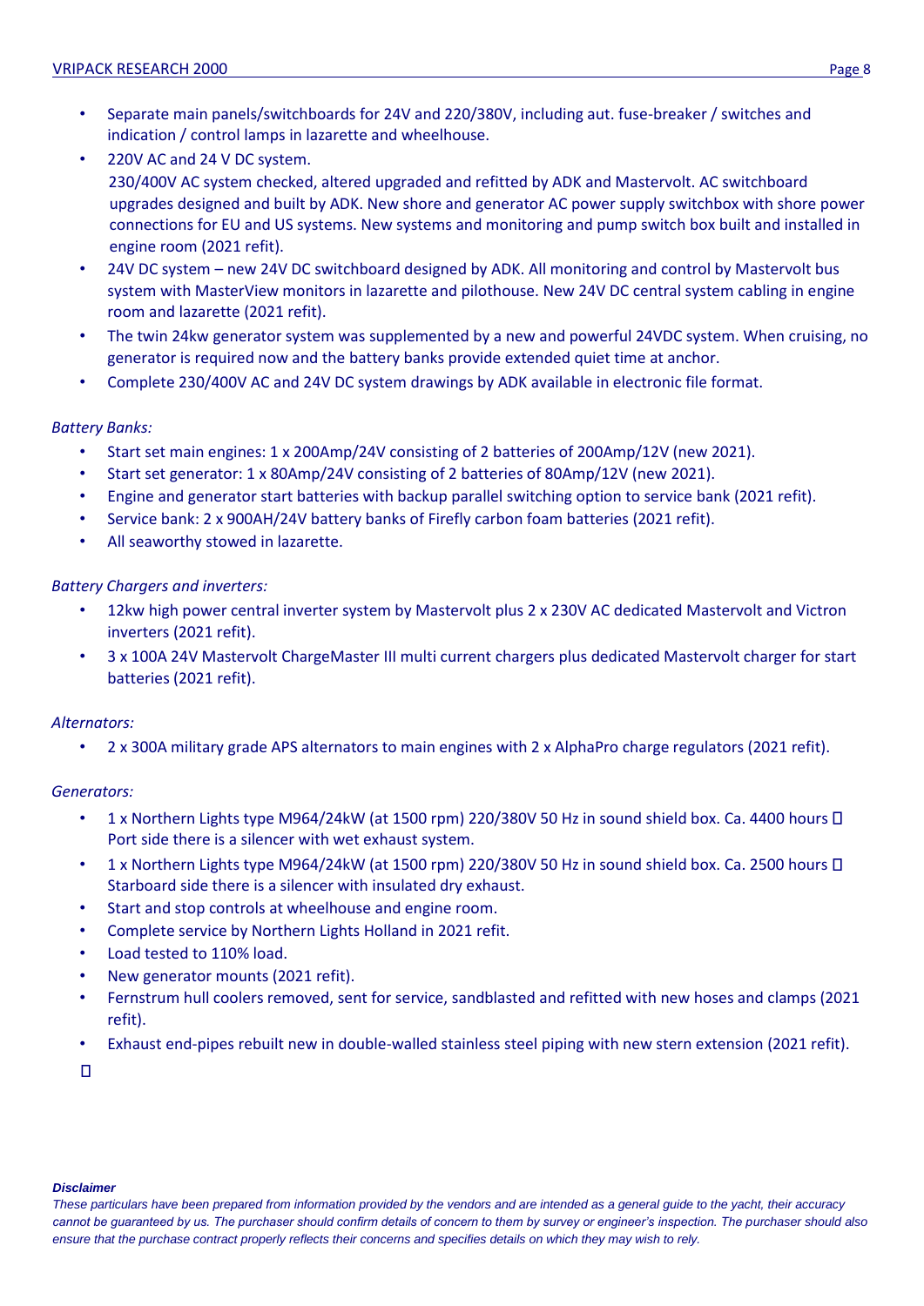- Separate main panels/switchboards for 24V and 220/380V, including aut. fuse-breaker / switches and indication / control lamps in lazarette and wheelhouse.
- 220V AC and 24 V DC system.
  230/400V AC system checked, altered upgraded and refitted by ADK and Mastervolt. AC switchboard upgrades designed and built by ADK. New shore and generator AC power supply switchbox with shore power connections for EU and US systems. New systems and monitoring and pump switch box built and installed in engine room (2021 refit).
- 24V DC system – new 24V DC switchboard designed by ADK. All monitoring and control by Mastervolt bus system with MasterView monitors in lazarette and pilothouse. New 24V DC central system cabling in engine room and lazarette (2021 refit).
- The twin 24kw generator system was supplemented by a new and powerful 24VDC system. When cruising, no generator is required now and the battery banks provide extended quiet time at anchor.
- Complete 230/400V AC and 24V DC system drawings by ADK available in electronic file format.

*Battery Banks:*

- Start set main engines: 1 x 200Amp/24V consisting of 2 batteries of 200Amp/12V (new 2021).
- Start set generator: 1 x 80Amp/24V consisting of 2 batteries of 80Amp/12V (new 2021).
- Engine and generator start batteries with backup parallel switching option to service bank (2021 refit).
- Service bank: 2 x 900AH/24V battery banks of Firefly carbon foam batteries (2021 refit).
- All seaworthy stowed in lazarette.

*Battery Chargers and inverters:*

- 12kw high power central inverter system by Mastervolt plus 2 x 230V AC dedicated Mastervolt and Victron inverters (2021 refit).
- 3 x 100A 24V Mastervolt ChargeMaster III multi current chargers plus dedicated Mastervolt charger for start batteries (2021 refit).

*Alternators:*

- 2 x 300A military grade APS alternators to main engines with 2 x AlphaPro charge regulators (2021 refit).

*Generators:*

- 1 x Northern Lights type M964/24kW (at 1500 rpm) 220/380V 50 Hz in sound shield box. Ca. 4400 hours  Port side there is a silencer with wet exhaust system.
- 1 x Northern Lights type M964/24kW (at 1500 rpm) 220/380V 50 Hz in sound shield box. Ca. 2500 hours  Starboard side there is a silencer with insulated dry exhaust.
- Start and stop controls at wheelhouse and engine room.
- Complete service by Northern Lights Holland in 2021 refit.
- Load tested to 110% load.
- New generator mounts (2021 refit).
- Fernstrum hull coolers removed, sent for service, sandblasted and refitted with new hoses and clamps (2021 refit).
- Exhaust end-pipes rebuilt new in double-walled stainless steel piping with new stern extension (2021 refit).

***Disclaimer***

*These particulars have been prepared from information provided by the vendors and are intended as a general guide to the yacht, their accuracy cannot be guaranteed by us. The purchaser should confirm details of concern to them by survey or engineer's inspection. The purchaser should also ensure that the purchase contract properly reflects their concerns and specifies details on which they may wish to rely.*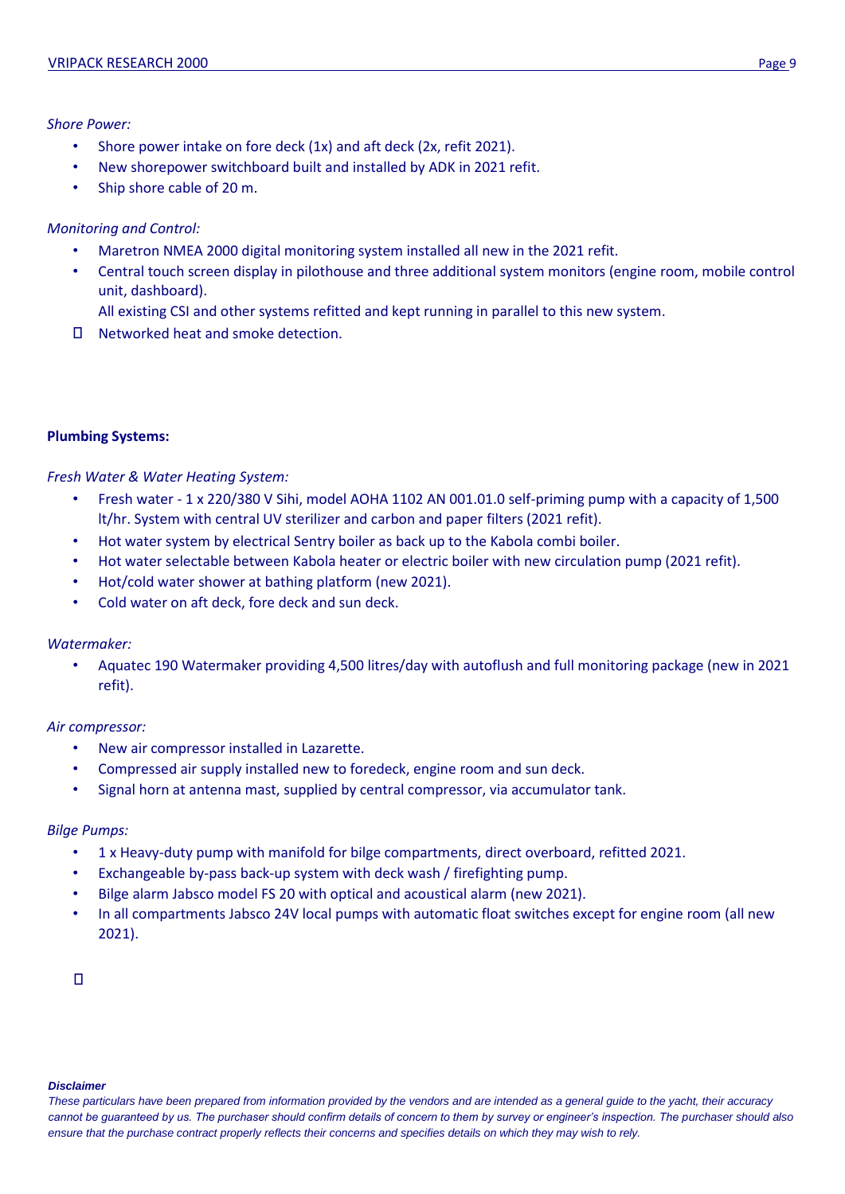*Shore Power:*

- Shore power intake on fore deck (1x) and aft deck (2x, refit 2021).
- New shorepower switchboard built and installed by ADK in 2021 refit.
- Ship shore cable of 20 m.

*Monitoring and Control:*

- Maretron NMEA 2000 digital monitoring system installed all new in the 2021 refit.
- Central touch screen display in pilothouse and three additional system monitors (engine room, mobile control unit, dashboard).
  All existing CSI and other systems refitted and kept running in parallel to this new system.
- Networked heat and smoke detection.

**Plumbing Systems:**

*Fresh Water & Water Heating System:*

- Fresh water - 1 x 220/380 V Sihi, model AOHA 1102 AN 001.01.0 self-priming pump with a capacity of 1,500 lt/hr. System with central UV sterilizer and carbon and paper filters (2021 refit).
- Hot water system by electrical Sentry boiler as back up to the Kabola combi boiler.
- Hot water selectable between Kabola heater or electric boiler with new circulation pump (2021 refit).
- Hot/cold water shower at bathing platform (new 2021).
- Cold water on aft deck, fore deck and sun deck.

*Watermaker:*

- Aquatec 190 Watermaker providing 4,500 litres/day with autoflush and full monitoring package (new in 2021 refit).

*Air compressor:*

- New air compressor installed in Lazarette.
- Compressed air supply installed new to foredeck, engine room and sun deck.
- Signal horn at antenna mast, supplied by central compressor, via accumulator tank.

*Bilge Pumps:*

- 1 x Heavy-duty pump with manifold for bilge compartments, direct overboard, refitted 2021.
- Exchangeable by-pass back-up system with deck wash / firefighting pump.
- Bilge alarm Jabsco model FS 20 with optical and acoustical alarm (new 2021).
- In all compartments Jabsco 24V local pumps with automatic float switches except for engine room (all new 2021).

***Disclaimer***

*These particulars have been prepared from information provided by the vendors and are intended as a general guide to the yacht, their accuracy cannot be guaranteed by us. The purchaser should confirm details of concern to them by survey or engineer's inspection. The purchaser should also ensure that the purchase contract properly reflects their concerns and specifies details on which they may wish to rely.*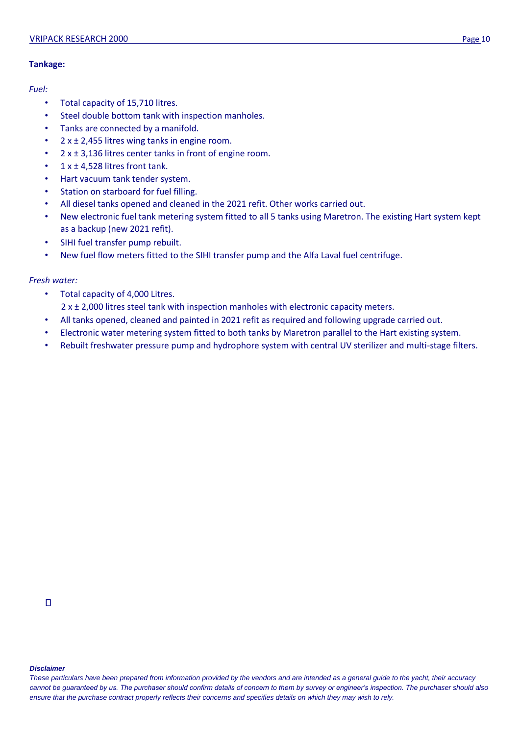**Tankage:**

*Fuel:*

- Total capacity of 15,710 litres.
- Steel double bottom tank with inspection manholes.
- Tanks are connected by a manifold.
- 2 x ± 2,455 litres wing tanks in engine room.
- 2 x ± 3,136 litres center tanks in front of engine room.
- 1 x ± 4,528 litres front tank.
- Hart vacuum tank tender system.
- Station on starboard for fuel filling.
- All diesel tanks opened and cleaned in the 2021 refit. Other works carried out.
- New electronic fuel tank metering system fitted to all 5 tanks using Maretron. The existing Hart system kept as a backup (new 2021 refit).
- SIHI fuel transfer pump rebuilt.
- New fuel flow meters fitted to the SIHI transfer pump and the Alfa Laval fuel centrifuge.

*Fresh water:*

- Total capacity of 4,000 Litres.
  2 x ± 2,000 litres steel tank with inspection manholes with electronic capacity meters.
- All tanks opened, cleaned and painted in 2021 refit as required and following upgrade carried out.
- Electronic water metering system fitted to both tanks by Maretron parallel to the Hart existing system.
- Rebuilt freshwater pressure pump and hydrophore system with central UV sterilizer and multi-stage filters.

***Disclaimer***

*These particulars have been prepared from information provided by the vendors and are intended as a general guide to the yacht, their accuracy cannot be guaranteed by us. The purchaser should confirm details of concern to them by survey or engineer's inspection. The purchaser should also ensure that the purchase contract properly reflects their concerns and specifies details on which they may wish to rely.*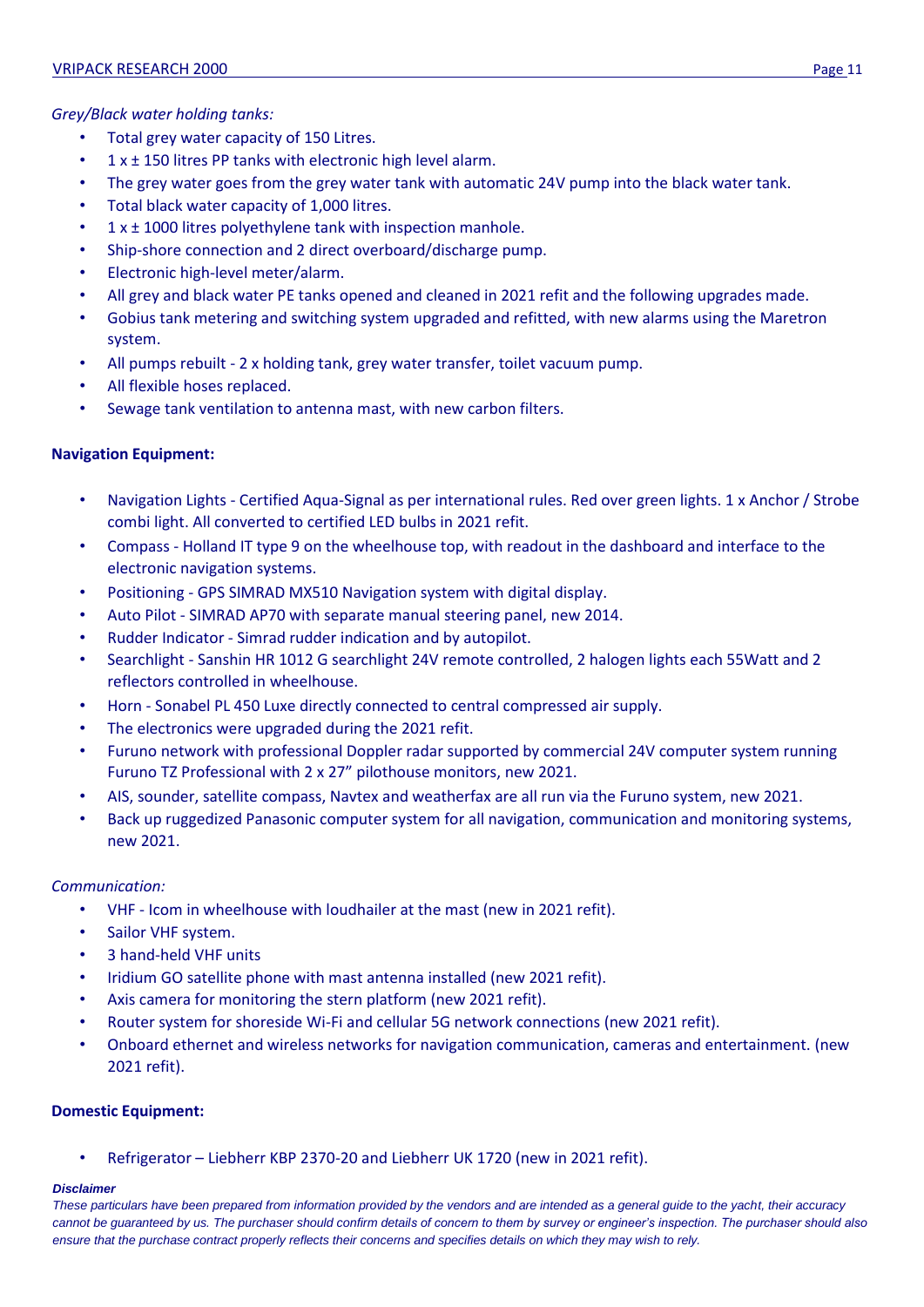*Grey/Black water holding tanks:*

- Total grey water capacity of 150 Litres.
- 1 x ± 150 litres PP tanks with electronic high level alarm.
- The grey water goes from the grey water tank with automatic 24V pump into the black water tank.
- Total black water capacity of 1,000 litres.
- 1 x ± 1000 litres polyethylene tank with inspection manhole.
- Ship-shore connection and 2 direct overboard/discharge pump.
- Electronic high-level meter/alarm.
- All grey and black water PE tanks opened and cleaned in 2021 refit and the following upgrades made.
- Gobius tank metering and switching system upgraded and refitted, with new alarms using the Maretron system.
- All pumps rebuilt - 2 x holding tank, grey water transfer, toilet vacuum pump.
- All flexible hoses replaced.
- Sewage tank ventilation to antenna mast, with new carbon filters.

**Navigation Equipment:**

- Navigation Lights - Certified Aqua-Signal as per international rules. Red over green lights. 1 x Anchor / Strobe combi light. All converted to certified LED bulbs in 2021 refit.
- Compass - Holland IT type 9 on the wheelhouse top, with readout in the dashboard and interface to the electronic navigation systems.
- Positioning - GPS SIMRAD MX510 Navigation system with digital display.
- Auto Pilot - SIMRAD AP70 with separate manual steering panel, new 2014.
- Rudder Indicator - Simrad rudder indication and by autopilot.
- Searchlight - Sanshin HR 1012 G searchlight 24V remote controlled, 2 halogen lights each 55Watt and 2 reflectors controlled in wheelhouse.
- Horn - Sonabel PL 450 Luxe directly connected to central compressed air supply.
- The electronics were upgraded during the 2021 refit.
- Furuno network with professional Doppler radar supported by commercial 24V computer system running Furuno TZ Professional with 2 x 27" pilothouse monitors, new 2021.
- AIS, sounder, satellite compass, Navtex and weatherfax are all run via the Furuno system, new 2021.
- Back up ruggedized Panasonic computer system for all navigation, communication and monitoring systems, new 2021.

*Communication:*

- VHF - Icom in wheelhouse with loudhailer at the mast (new in 2021 refit).
- Sailor VHF system.
- 3 hand-held VHF units
- Iridium GO satellite phone with mast antenna installed (new 2021 refit).
- Axis camera for monitoring the stern platform (new 2021 refit).
- Router system for shoreside Wi-Fi and cellular 5G network connections (new 2021 refit).
- Onboard ethernet and wireless networks for navigation communication, cameras and entertainment. (new 2021 refit).

**Domestic Equipment:**

- Refrigerator – Liebherr KBP 2370-20 and Liebherr UK 1720 (new in 2021 refit).

***Disclaimer***

*These particulars have been prepared from information provided by the vendors and are intended as a general guide to the yacht, their accuracy cannot be guaranteed by us. The purchaser should confirm details of concern to them by survey or engineer's inspection. The purchaser should also ensure that the purchase contract properly reflects their concerns and specifies details on which they may wish to rely.*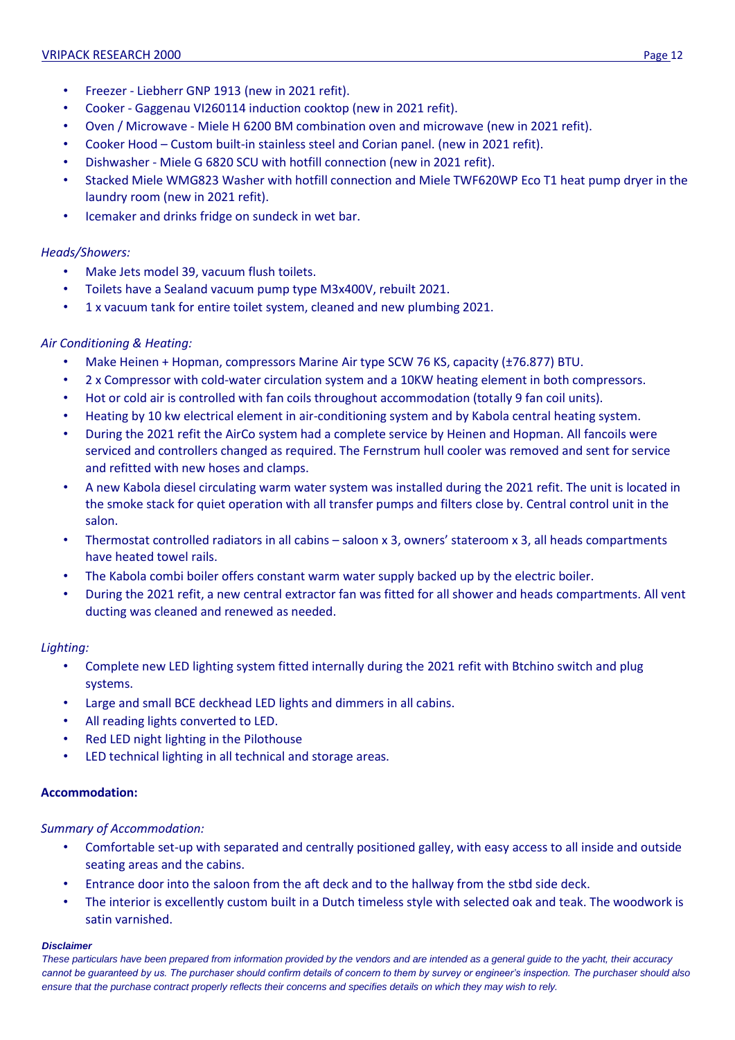- Freezer - Liebherr GNP 1913 (new in 2021 refit).
- Cooker - Gaggenau VI260114 induction cooktop (new in 2021 refit).
- Oven / Microwave - Miele H 6200 BM combination oven and microwave (new in 2021 refit).
- Cooker Hood – Custom built-in stainless steel and Corian panel. (new in 2021 refit).
- Dishwasher - Miele G 6820 SCU with hotfill connection (new in 2021 refit).
- Stacked Miele WMG823 Washer with hotfill connection and Miele TWF620WP Eco T1 heat pump dryer in the laundry room (new in 2021 refit).
- Icemaker and drinks fridge on sundeck in wet bar.

*Heads/Showers:*

- Make Jets model 39, vacuum flush toilets.
- Toilets have a Sealand vacuum pump type M3x400V, rebuilt 2021.
- 1 x vacuum tank for entire toilet system, cleaned and new plumbing 2021.

*Air Conditioning & Heating:*

- Make Heinen + Hopman, compressors Marine Air type SCW 76 KS, capacity (±76.877) BTU.
- 2 x Compressor with cold-water circulation system and a 10KW heating element in both compressors.
- Hot or cold air is controlled with fan coils throughout accommodation (totally 9 fan coil units).
- Heating by 10 kw electrical element in air-conditioning system and by Kabola central heating system.
- During the 2021 refit the AirCo system had a complete service by Heinen and Hopman. All fancoils were serviced and controllers changed as required. The Fernstrum hull cooler was removed and sent for service and refitted with new hoses and clamps.
- A new Kabola diesel circulating warm water system was installed during the 2021 refit. The unit is located in the smoke stack for quiet operation with all transfer pumps and filters close by. Central control unit in the salon.
- Thermostat controlled radiators in all cabins – saloon x 3, owners' stateroom x 3, all heads compartments have heated towel rails.
- The Kabola combi boiler offers constant warm water supply backed up by the electric boiler.
- During the 2021 refit, a new central extractor fan was fitted for all shower and heads compartments. All vent ducting was cleaned and renewed as needed.

*Lighting:*

- Complete new LED lighting system fitted internally during the 2021 refit with Btchino switch and plug systems.
- Large and small BCE deckhead LED lights and dimmers in all cabins.
- All reading lights converted to LED.
- Red LED night lighting in the Pilothouse
- LED technical lighting in all technical and storage areas.

**Accommodation:**

*Summary of Accommodation:*

- Comfortable set-up with separated and centrally positioned galley, with easy access to all inside and outside seating areas and the cabins.
- Entrance door into the saloon from the aft deck and to the hallway from the stbd side deck.
- The interior is excellently custom built in a Dutch timeless style with selected oak and teak. The woodwork is satin varnished.

***Disclaimer***

*These particulars have been prepared from information provided by the vendors and are intended as a general guide to the yacht, their accuracy cannot be guaranteed by us. The purchaser should confirm details of concern to them by survey or engineer's inspection. The purchaser should also ensure that the purchase contract properly reflects their concerns and specifies details on which they may wish to rely.*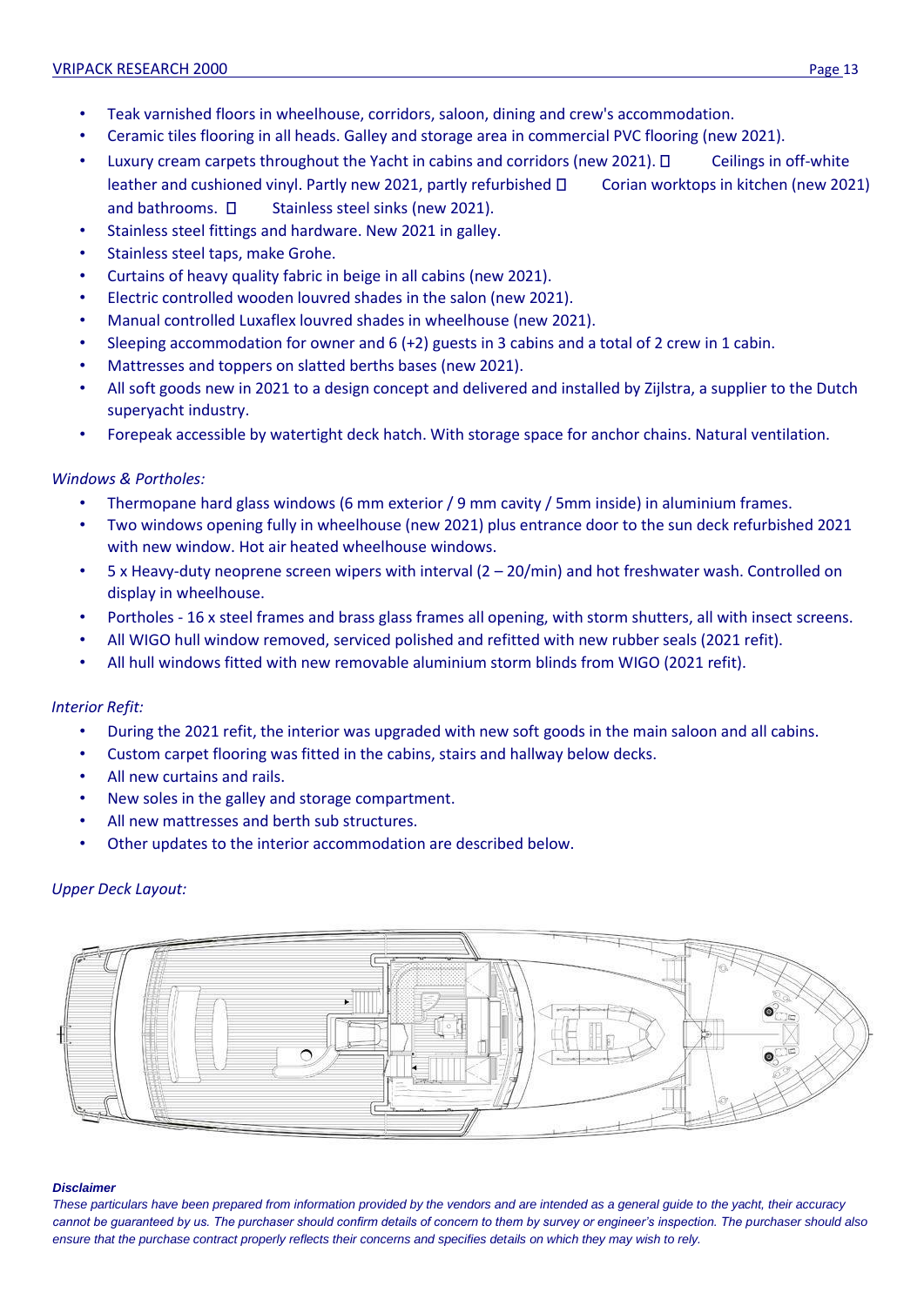- Teak varnished floors in wheelhouse, corridors, saloon, dining and crew's accommodation.
- Ceramic tiles flooring in all heads. Galley and storage area in commercial PVC flooring (new 2021).
- Luxury cream carpets throughout the Yacht in cabins and corridors (new 2021).  Ceilings in off-white leather and cushioned vinyl. Partly new 2021, partly refurbished  Corian worktops in kitchen (new 2021) and bathrooms.  Stainless steel sinks (new 2021).
- Stainless steel fittings and hardware. New 2021 in galley.
- Stainless steel taps, make Grohe.
- Curtains of heavy quality fabric in beige in all cabins (new 2021).
- Electric controlled wooden louvred shades in the salon (new 2021).
- Manual controlled Luxaflex louvred shades in wheelhouse (new 2021).
- Sleeping accommodation for owner and 6 (+2) guests in 3 cabins and a total of 2 crew in 1 cabin.
- Mattresses and toppers on slatted berths bases (new 2021).
- All soft goods new in 2021 to a design concept and delivered and installed by Zijlstra, a supplier to the Dutch superyacht industry.
- Forepeak accessible by watertight deck hatch. With storage space for anchor chains. Natural ventilation.

*Windows & Portholes:*

- Thermopane hard glass windows (6 mm exterior / 9 mm cavity / 5mm inside) in aluminium frames.
- Two windows opening fully in wheelhouse (new 2021) plus entrance door to the sun deck refurbished 2021 with new window. Hot air heated wheelhouse windows.
- 5 x Heavy-duty neoprene screen wipers with interval (2 – 20/min) and hot freshwater wash. Controlled on display in wheelhouse.
- Portholes - 16 x steel frames and brass glass frames all opening, with storm shutters, all with insect screens.
- All WIGO hull window removed, serviced polished and refitted with new rubber seals (2021 refit).
- All hull windows fitted with new removable aluminium storm blinds from WIGO (2021 refit).

*Interior Refit:*

- During the 2021 refit, the interior was upgraded with new soft goods in the main saloon and all cabins.
- Custom carpet flooring was fitted in the cabins, stairs and hallway below decks.
- All new curtains and rails.
- New soles in the galley and storage compartment.
- All new mattresses and berth sub structures.
- Other updates to the interior accommodation are described below.

*Upper Deck Layout:*

***Disclaimer***

*These particulars have been prepared from information provided by the vendors and are intended as a general guide to the yacht, their accuracy cannot be guaranteed by us. The purchaser should confirm details of concern to them by survey or engineer's inspection. The purchaser should also ensure that the purchase contract properly reflects their concerns and specifies details on which they may wish to rely.*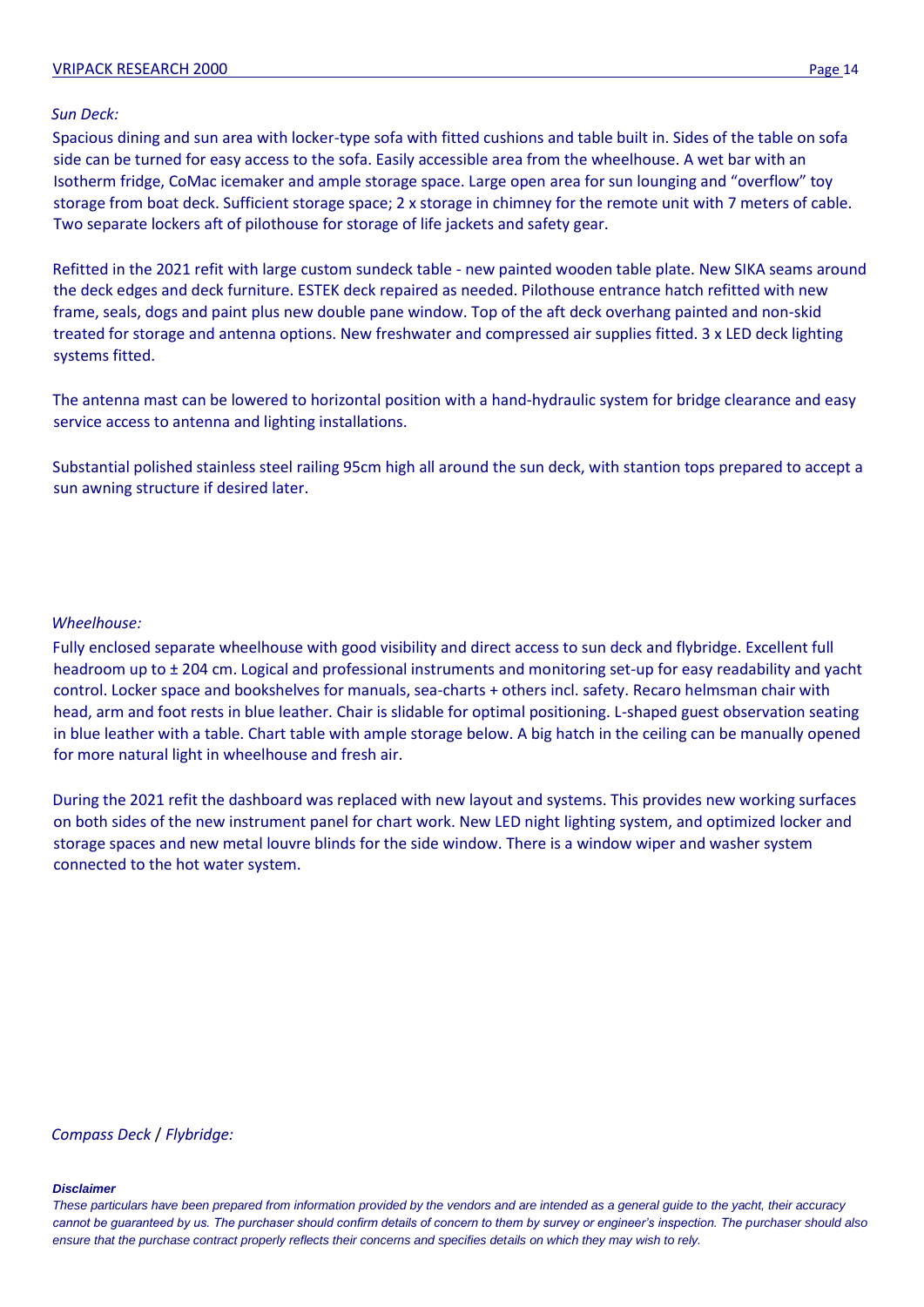*Sun Deck:*

Spacious dining and sun area with locker-type sofa with fitted cushions and table built in. Sides of the table on sofa side can be turned for easy access to the sofa. Easily accessible area from the wheelhouse. A wet bar with an Isotherm fridge, CoMac icemaker and ample storage space. Large open area for sun lounging and “overflow” toy storage from boat deck. Sufficient storage space; 2 x storage in chimney for the remote unit with 7 meters of cable. Two separate lockers aft of pilothouse for storage of life jackets and safety gear.

Refitted in the 2021 refit with large custom sundeck table - new painted wooden table plate. New SIKA seams around the deck edges and deck furniture. ESTEK deck repaired as needed. Pilothouse entrance hatch refitted with new frame, seals, dogs and paint plus new double pane window. Top of the aft deck overhang painted and non-skid treated for storage and antenna options. New freshwater and compressed air supplies fitted. 3 x LED deck lighting systems fitted.

The antenna mast can be lowered to horizontal position with a hand-hydraulic system for bridge clearance and easy service access to antenna and lighting installations.

Substantial polished stainless steel railing 95cm high all around the sun deck, with stantion tops prepared to accept a sun awning structure if desired later.

*Wheelhouse:*

Fully enclosed separate wheelhouse with good visibility and direct access to sun deck and flybridge. Excellent full headroom up to ± 204 cm. Logical and professional instruments and monitoring set-up for easy readability and yacht control. Locker space and bookshelves for manuals, sea-charts + others incl. safety. Recaro helmsman chair with head, arm and foot rests in blue leather. Chair is slidable for optimal positioning. L-shaped guest observation seating in blue leather with a table. Chart table with ample storage below. A big hatch in the ceiling can be manually opened for more natural light in wheelhouse and fresh air.

During the 2021 refit the dashboard was replaced with new layout and systems. This provides new working surfaces on both sides of the new instrument panel for chart work. New LED night lighting system, and optimized locker and storage spaces and new metal louvre blinds for the side window. There is a window wiper and washer system connected to the hot water system.

*Compass Deck / Flybridge:*

***Disclaimer***

*These particulars have been prepared from information provided by the vendors and are intended as a general guide to the yacht, their accuracy cannot be guaranteed by us. The purchaser should confirm details of concern to them by survey or engineer’s inspection. The purchaser should also ensure that the purchase contract properly reflects their concerns and specifies details on which they may wish to rely.*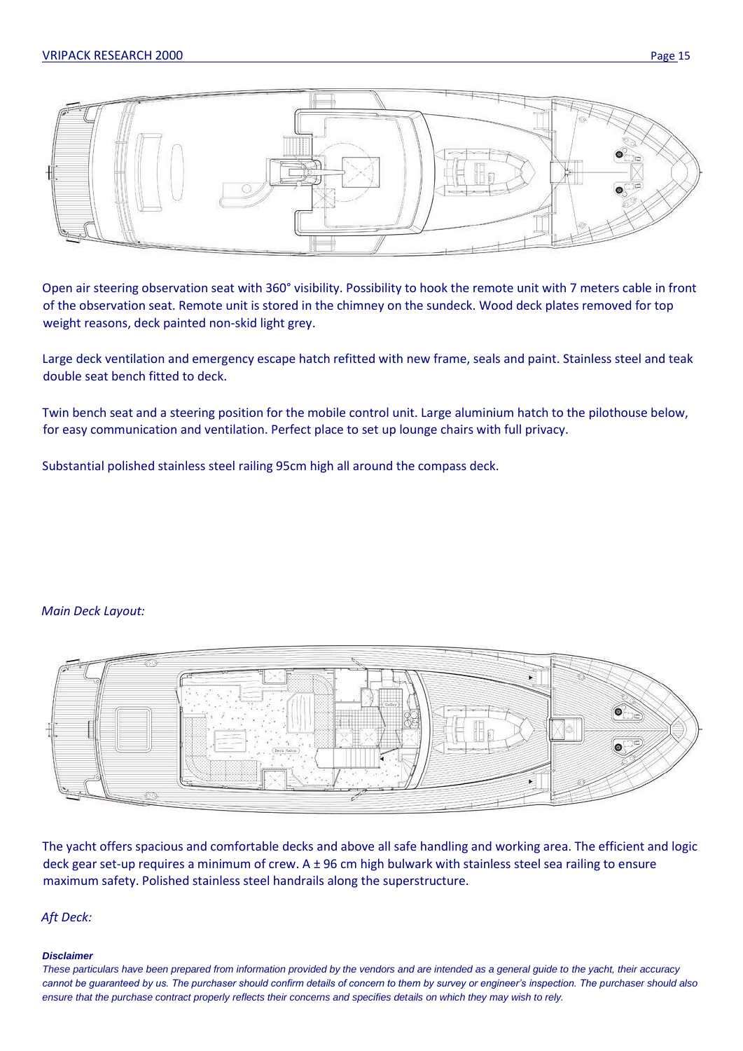Open air steering observation seat with 360° visibility. Possibility to hook the remote unit with 7 meters cable in front of the observation seat. Remote unit is stored in the chimney on the sundeck. Wood deck plates removed for top weight reasons, deck painted non-skid light grey.

Large deck ventilation and emergency escape hatch refitted with new frame, seals and paint. Stainless steel and teak double seat bench fitted to deck.

Twin bench seat and a steering position for the mobile control unit. Large aluminium hatch to the pilothouse below, for easy communication and ventilation. Perfect place to set up lounge chairs with full privacy.

Substantial polished stainless steel railing 95cm high all around the compass deck.

*Main Deck Layout:*

The yacht offers spacious and comfortable decks and above all safe handling and working area. The efficient and logic deck gear set-up requires a minimum of crew. A ± 96 cm high bulwark with stainless steel sea railing to ensure maximum safety. Polished stainless steel handrails along the superstructure.

*Aft Deck:*

***Disclaimer***

*These particulars have been prepared from information provided by the vendors and are intended as a general guide to the yacht, their accuracy cannot be guaranteed by us. The purchaser should confirm details of concern to them by survey or engineer's inspection. The purchaser should also ensure that the purchase contract properly reflects their concerns and specifies details on which they may wish to rely.*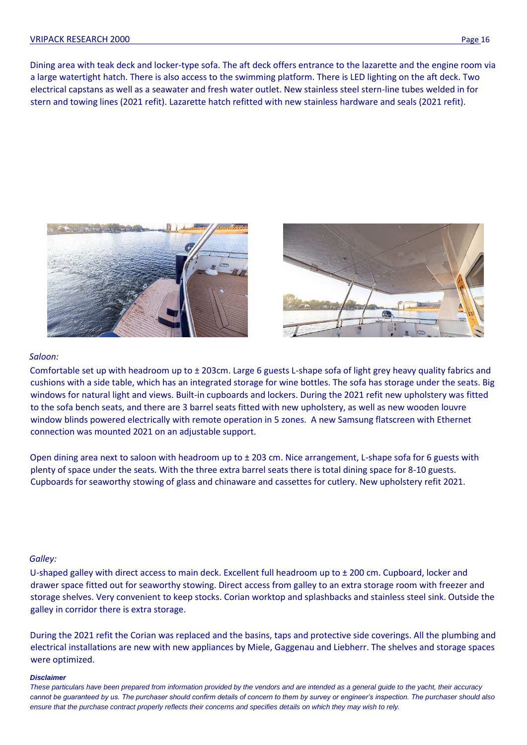Dining area with teak deck and locker-type sofa. The aft deck offers entrance to the lazarette and the engine room via a large watertight hatch. There is also access to the swimming platform. There is LED lighting on the aft deck. Two electrical capstans as well as a seawater and fresh water outlet. New stainless steel stern-line tubes welded in for stern and towing lines (2021 refit). Lazarette hatch refitted with new stainless hardware and seals (2021 refit).

*Saloon:*

Comfortable set up with headroom up to ± 203cm. Large 6 guests L-shape sofa of light grey heavy quality fabrics and cushions with a side table, which has an integrated storage for wine bottles. The sofa has storage under the seats. Big windows for natural light and views. Built-in cupboards and lockers. During the 2021 refit new upholstery was fitted to the sofa bench seats, and there are 3 barrel seats fitted with new upholstery, as well as new wooden louvre window blinds powered electrically with remote operation in 5 zones. A new Samsung flatscreen with Ethernet connection was mounted 2021 on an adjustable support.

Open dining area next to saloon with headroom up to ± 203 cm. Nice arrangement, L-shape sofa for 6 guests with plenty of space under the seats. With the three extra barrel seats there is total dining space for 8-10 guests. Cupboards for seaworthy stowing of glass and chinaware and cassettes for cutlery. New upholstery refit 2021.

*Galley:*

U-shaped galley with direct access to main deck. Excellent full headroom up to ± 200 cm. Cupboard, locker and drawer space fitted out for seaworthy stowing. Direct access from galley to an extra storage room with freezer and storage shelves. Very convenient to keep stocks. Corian worktop and splashbacks and stainless steel sink. Outside the galley in corridor there is extra storage.

During the 2021 refit the Corian was replaced and the basins, taps and protective side coverings. All the plumbing and electrical installations are new with new appliances by Miele, Gaggenau and Liebherr. The shelves and storage spaces were optimized.

***Disclaimer***

*These particulars have been prepared from information provided by the vendors and are intended as a general guide to the yacht, their accuracy cannot be guaranteed by us. The purchaser should confirm details of concern to them by survey or engineer's inspection. The purchaser should also ensure that the purchase contract properly reflects their concerns and specifies details on which they may wish to rely.*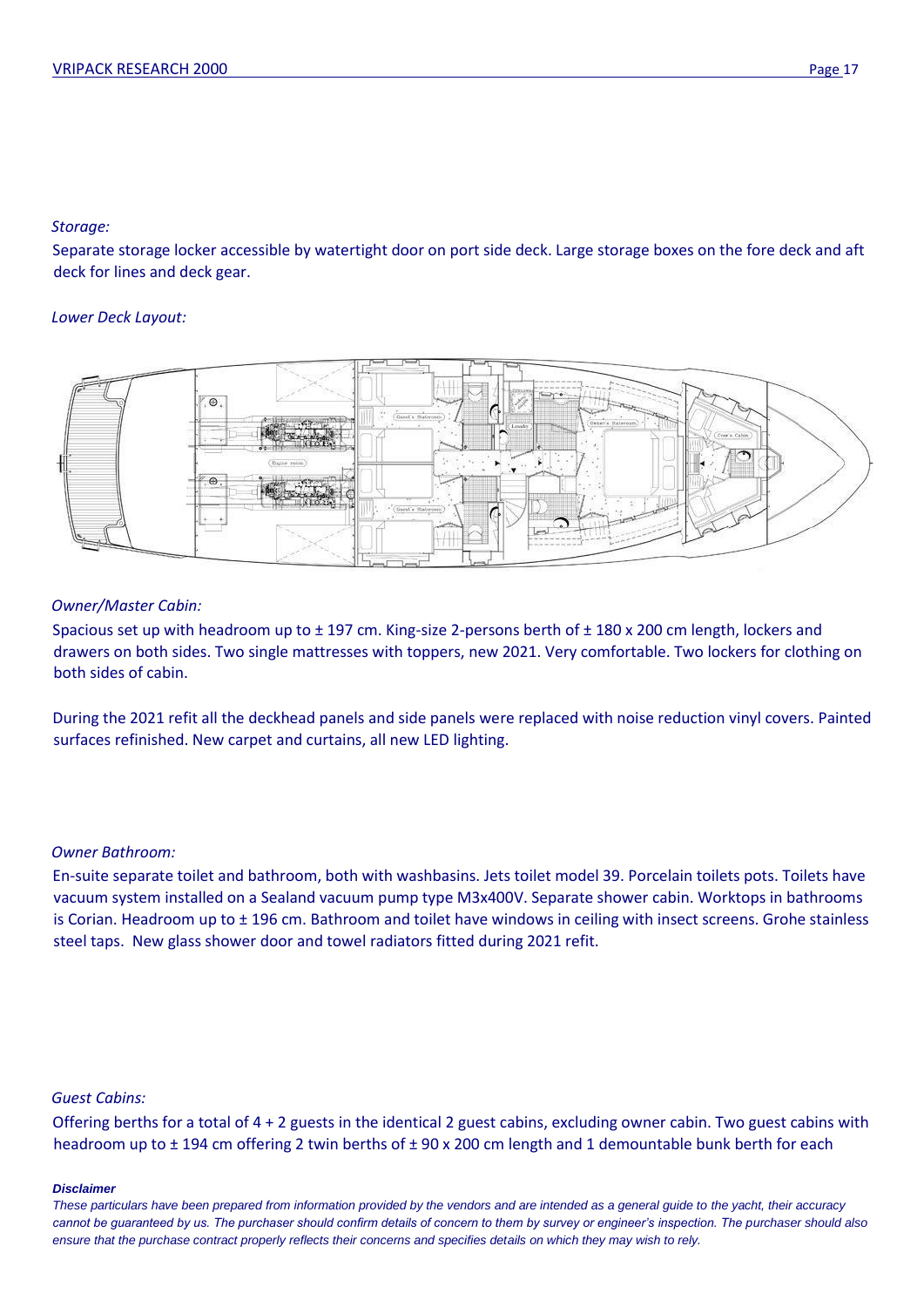*Storage:*

Separate storage locker accessible by watertight door on port side deck. Large storage boxes on the fore deck and aft deck for lines and deck gear.

*Lower Deck Layout:*

*Owner/Master Cabin:*

Spacious set up with headroom up to ± 197 cm. King-size 2-persons berth of ± 180 x 200 cm length, lockers and drawers on both sides. Two single mattresses with toppers, new 2021. Very comfortable. Two lockers for clothing on both sides of cabin.

During the 2021 refit all the deckhead panels and side panels were replaced with noise reduction vinyl covers. Painted surfaces refinished. New carpet and curtains, all new LED lighting.

*Owner Bathroom:*

En-suite separate toilet and bathroom, both with washbasins. Jets toilet model 39. Porcelain toilets pots. Toilets have vacuum system installed on a Sealand vacuum pump type M3x400V. Separate shower cabin. Worktops in bathrooms is Corian. Headroom up to ± 196 cm. Bathroom and toilet have windows in ceiling with insect screens. Grohe stainless steel taps. New glass shower door and towel radiators fitted during 2021 refit.

*Guest Cabins:*

Offering berths for a total of 4 + 2 guests in the identical 2 guest cabins, excluding owner cabin. Two guest cabins with headroom up to ± 194 cm offering 2 twin berths of ± 90 x 200 cm length and 1 demountable bunk berth for each

***Disclaimer***

*These particulars have been prepared from information provided by the vendors and are intended as a general guide to the yacht, their accuracy cannot be guaranteed by us. The purchaser should confirm details of concern to them by survey or engineer's inspection. The purchaser should also ensure that the purchase contract properly reflects their concerns and specifies details on which they may wish to rely.*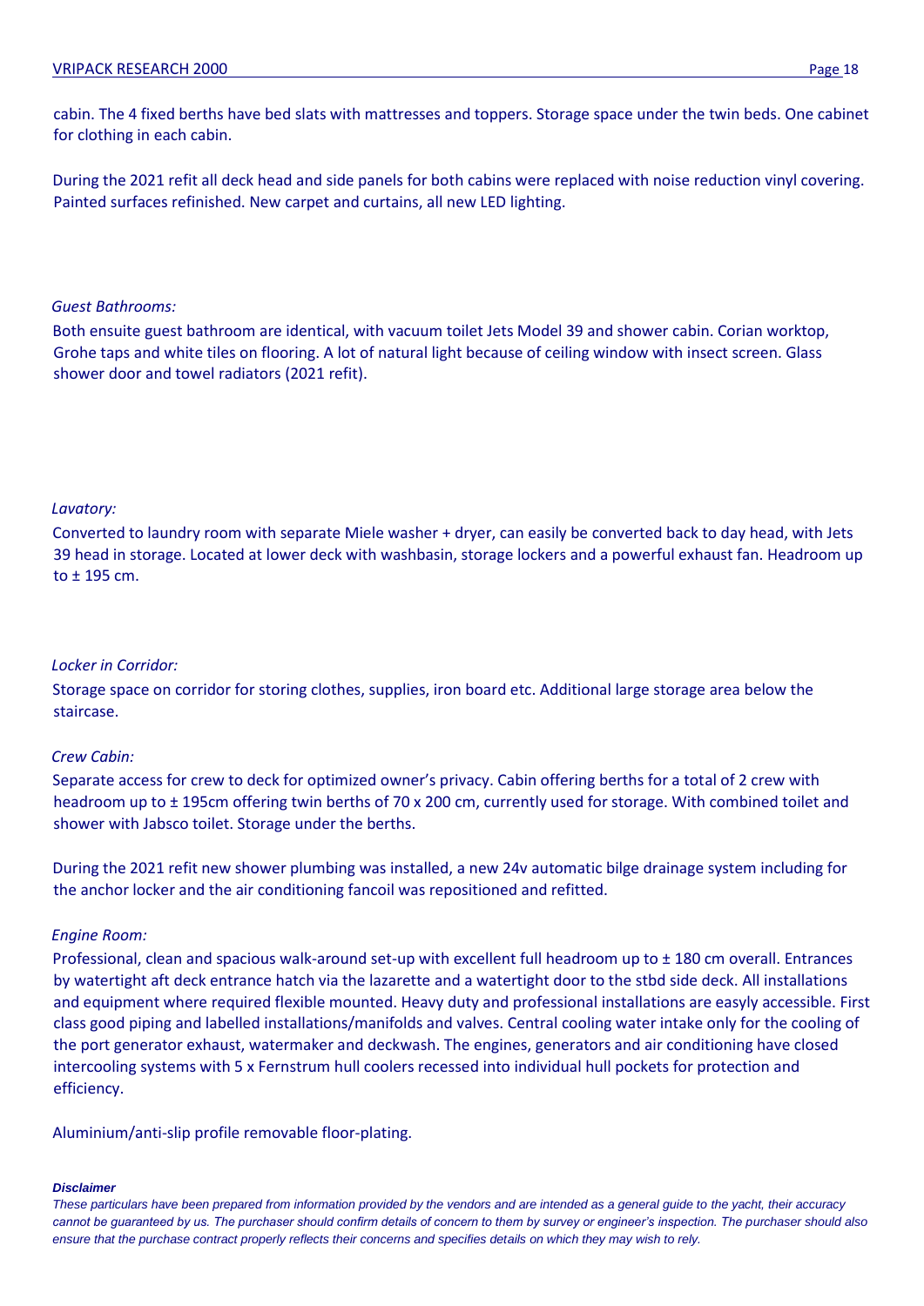cabin. The 4 fixed berths have bed slats with mattresses and toppers. Storage space under the twin beds. One cabinet for clothing in each cabin.

During the 2021 refit all deck head and side panels for both cabins were replaced with noise reduction vinyl covering. Painted surfaces refinished. New carpet and curtains, all new LED lighting.

*Guest Bathrooms:*

Both ensuite guest bathroom are identical, with vacuum toilet Jets Model 39 and shower cabin. Corian worktop, Grohe taps and white tiles on flooring. A lot of natural light because of ceiling window with insect screen. Glass shower door and towel radiators (2021 refit).

*Lavatory:*

Converted to laundry room with separate Miele washer + dryer, can easily be converted back to day head, with Jets 39 head in storage. Located at lower deck with washbasin, storage lockers and a powerful exhaust fan. Headroom up to ± 195 cm.

*Locker in Corridor:*

Storage space on corridor for storing clothes, supplies, iron board etc. Additional large storage area below the staircase.

*Crew Cabin:*

Separate access for crew to deck for optimized owner's privacy. Cabin offering berths for a total of 2 crew with headroom up to ± 195cm offering twin berths of 70 x 200 cm, currently used for storage. With combined toilet and shower with Jabsco toilet. Storage under the berths.

During the 2021 refit new shower plumbing was installed, a new 24v automatic bilge drainage system including for the anchor locker and the air conditioning fancoil was repositioned and refitted.

*Engine Room:*

Professional, clean and spacious walk-around set-up with excellent full headroom up to ± 180 cm overall. Entrances by watertight aft deck entrance hatch via the lazarette and a watertight door to the stbd side deck. All installations and equipment where required flexible mounted. Heavy duty and professional installations are easyly accessible. First class good piping and labelled installations/manifolds and valves. Central cooling water intake only for the cooling of the port generator exhaust, watermaker and deckwash. The engines, generators and air conditioning have closed intercooling systems with 5 x Fernstrum hull coolers recessed into individual hull pockets for protection and efficiency.

Aluminium/anti-slip profile removable floor-plating.

***Disclaimer***

*These particulars have been prepared from information provided by the vendors and are intended as a general guide to the yacht, their accuracy cannot be guaranteed by us. The purchaser should confirm details of concern to them by survey or engineer's inspection. The purchaser should also ensure that the purchase contract properly reflects their concerns and specifies details on which they may wish to rely.*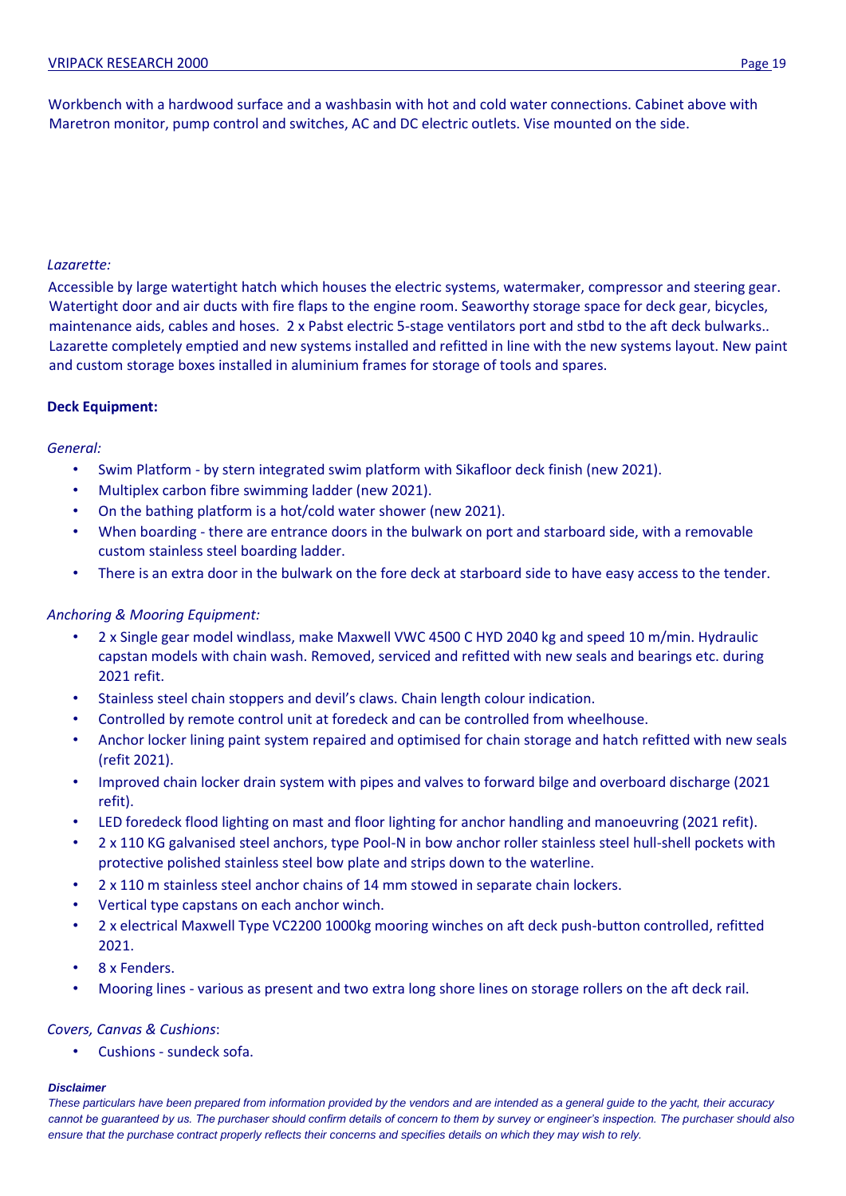Workbench with a hardwood surface and a washbasin with hot and cold water connections. Cabinet above with Maretron monitor, pump control and switches, AC and DC electric outlets. Vise mounted on the side.

*Lazarette:*

Accessible by large watertight hatch which houses the electric systems, watermaker, compressor and steering gear. Watertight door and air ducts with fire flaps to the engine room. Seaworthy storage space for deck gear, bicycles, maintenance aids, cables and hoses. 2 x Pabst electric 5-stage ventilators port and stbd to the aft deck bulwarks.. Lazarette completely emptied and new systems installed and refitted in line with the new systems layout. New paint and custom storage boxes installed in aluminium frames for storage of tools and spares.

**Deck Equipment:**

*General:*

- Swim Platform - by stern integrated swim platform with Sikafloor deck finish (new 2021).
- Multiplex carbon fibre swimming ladder (new 2021).
- On the bathing platform is a hot/cold water shower (new 2021).
- When boarding - there are entrance doors in the bulwark on port and starboard side, with a removable custom stainless steel boarding ladder.
- There is an extra door in the bulwark on the fore deck at starboard side to have easy access to the tender.

*Anchoring & Mooring Equipment:*

- 2 x Single gear model windlass, make Maxwell VWC 4500 C HYD 2040 kg and speed 10 m/min. Hydraulic capstan models with chain wash. Removed, serviced and refitted with new seals and bearings etc. during 2021 refit.
- Stainless steel chain stoppers and devil's claws. Chain length colour indication.
- Controlled by remote control unit at foredeck and can be controlled from wheelhouse.
- Anchor locker lining paint system repaired and optimised for chain storage and hatch refitted with new seals (refit 2021).
- Improved chain locker drain system with pipes and valves to forward bilge and overboard discharge (2021 refit).
- LED foredeck flood lighting on mast and floor lighting for anchor handling and manoeuvring (2021 refit).
- 2 x 110 KG galvanised steel anchors, type Pool-N in bow anchor roller stainless steel hull-shell pockets with protective polished stainless steel bow plate and strips down to the waterline.
- 2 x 110 m stainless steel anchor chains of 14 mm stowed in separate chain lockers.
- Vertical type capstans on each anchor winch.
- 2 x electrical Maxwell Type VC2200 1000kg mooring winches on aft deck push-button controlled, refitted 2021.
- 8 x Fenders.
- Mooring lines - various as present and two extra long shore lines on storage rollers on the aft deck rail.

*Covers, Canvas & Cushions*:

- Cushions - sundeck sofa.

***Disclaimer***

*These particulars have been prepared from information provided by the vendors and are intended as a general guide to the yacht, their accuracy cannot be guaranteed by us. The purchaser should confirm details of concern to them by survey or engineer's inspection. The purchaser should also ensure that the purchase contract properly reflects their concerns and specifies details on which they may wish to rely.*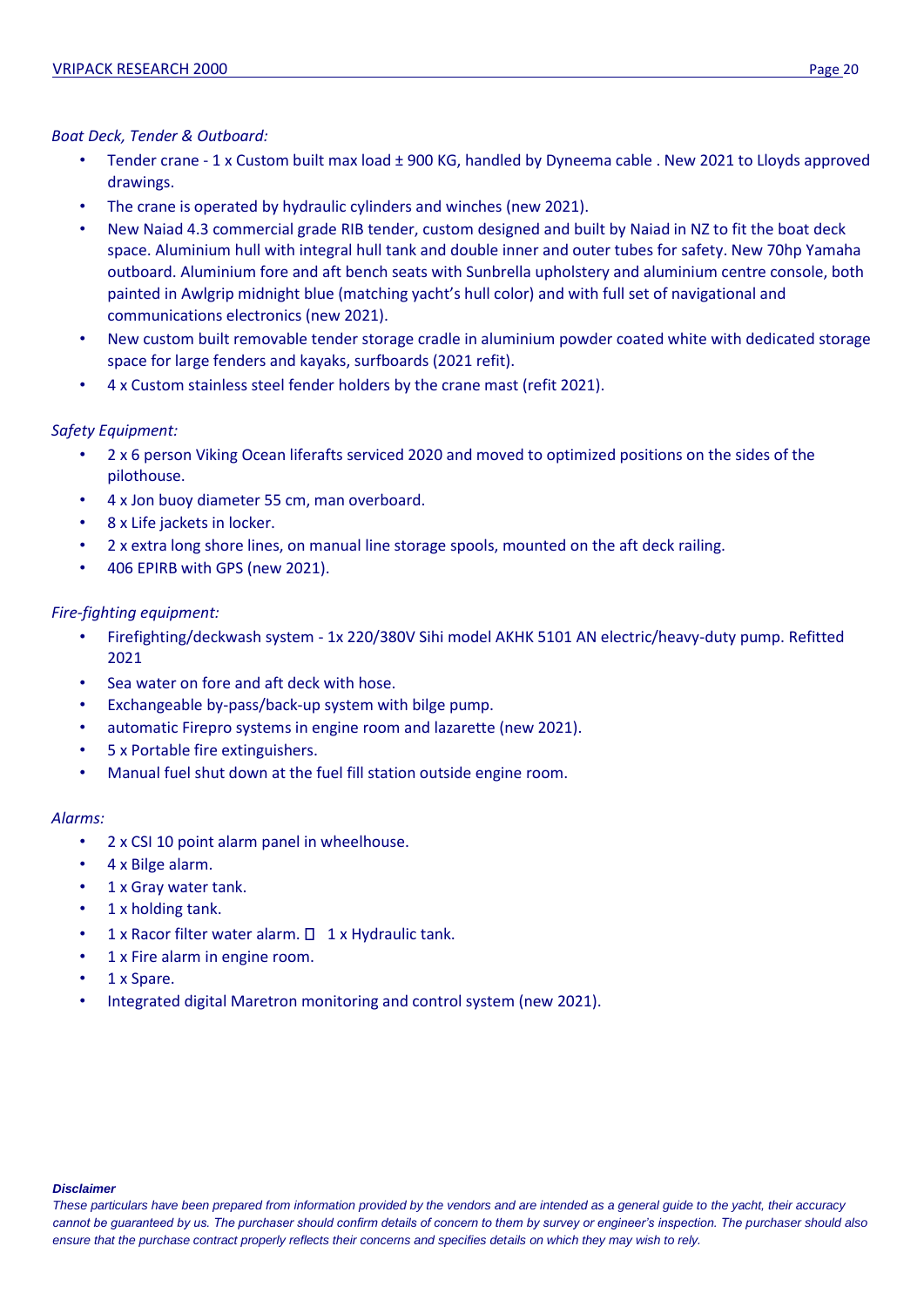*Boat Deck, Tender & Outboard:*

- Tender crane - 1 x Custom built max load ± 900 KG, handled by Dyneema cable . New 2021 to Lloyds approved drawings.
- The crane is operated by hydraulic cylinders and winches (new 2021).
- New Naiad 4.3 commercial grade RIB tender, custom designed and built by Naiad in NZ to fit the boat deck space. Aluminium hull with integral hull tank and double inner and outer tubes for safety. New 70hp Yamaha outboard. Aluminium fore and aft bench seats with Sunbrella upholstery and aluminium centre console, both painted in Awlgrip midnight blue (matching yacht's hull color) and with full set of navigational and communications electronics (new 2021).
- New custom built removable tender storage cradle in aluminium powder coated white with dedicated storage space for large fenders and kayaks, surfboards (2021 refit).
- 4 x Custom stainless steel fender holders by the crane mast (refit 2021).

*Safety Equipment:*

- 2 x 6 person Viking Ocean liferafts serviced 2020 and moved to optimized positions on the sides of the pilothouse.
- 4 x Jon buoy diameter 55 cm, man overboard.
- 8 x Life jackets in locker.
- 2 x extra long shore lines, on manual line storage spools, mounted on the aft deck railing.
- 406 EPIRB with GPS (new 2021).

*Fire-fighting equipment:*

- Firefighting/deckwash system - 1x 220/380V Sihi model AKHK 5101 AN electric/heavy-duty pump. Refitted 2021
- Sea water on fore and aft deck with hose.
- Exchangeable by-pass/back-up system with bilge pump.
- automatic Firepro systems in engine room and lazarette (new 2021).
- 5 x Portable fire extinguishers.
- Manual fuel shut down at the fuel fill station outside engine room.

*Alarms:*

- 2 x CSI 10 point alarm panel in wheelhouse.
- 4 x Bilge alarm.
- 1 x Gray water tank.
- 1 x holding tank.
- 1 x Racor filter water alarm.  1 x Hydraulic tank.
- 1 x Fire alarm in engine room.
- 1 x Spare.
- Integrated digital Maretron monitoring and control system (new 2021).

***Disclaimer***

*These particulars have been prepared from information provided by the vendors and are intended as a general guide to the yacht, their accuracy cannot be guaranteed by us. The purchaser should confirm details of concern to them by survey or engineer's inspection. The purchaser should also ensure that the purchase contract properly reflects their concerns and specifies details on which they may wish to rely.*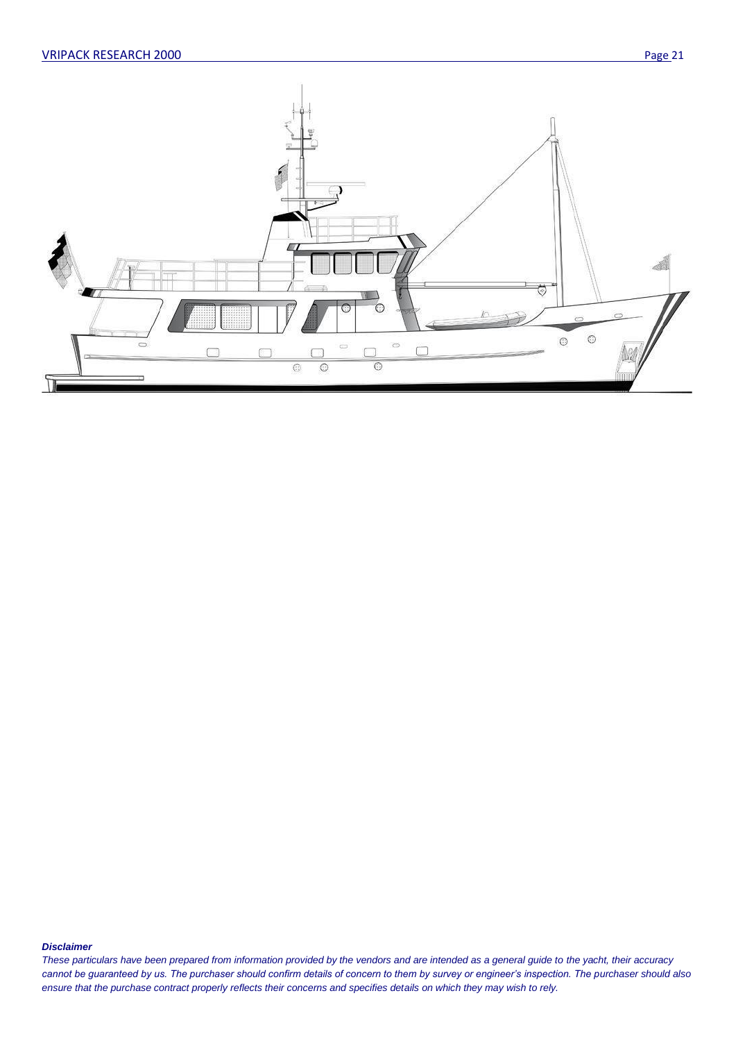***Disclaimer***

*These particulars have been prepared from information provided by the vendors and are intended as a general guide to the yacht, their accuracy cannot be guaranteed by us. The purchaser should confirm details of concern to them by survey or engineer's inspection. The purchaser should also ensure that the purchase contract properly reflects their concerns and specifies details on which they may wish to rely.*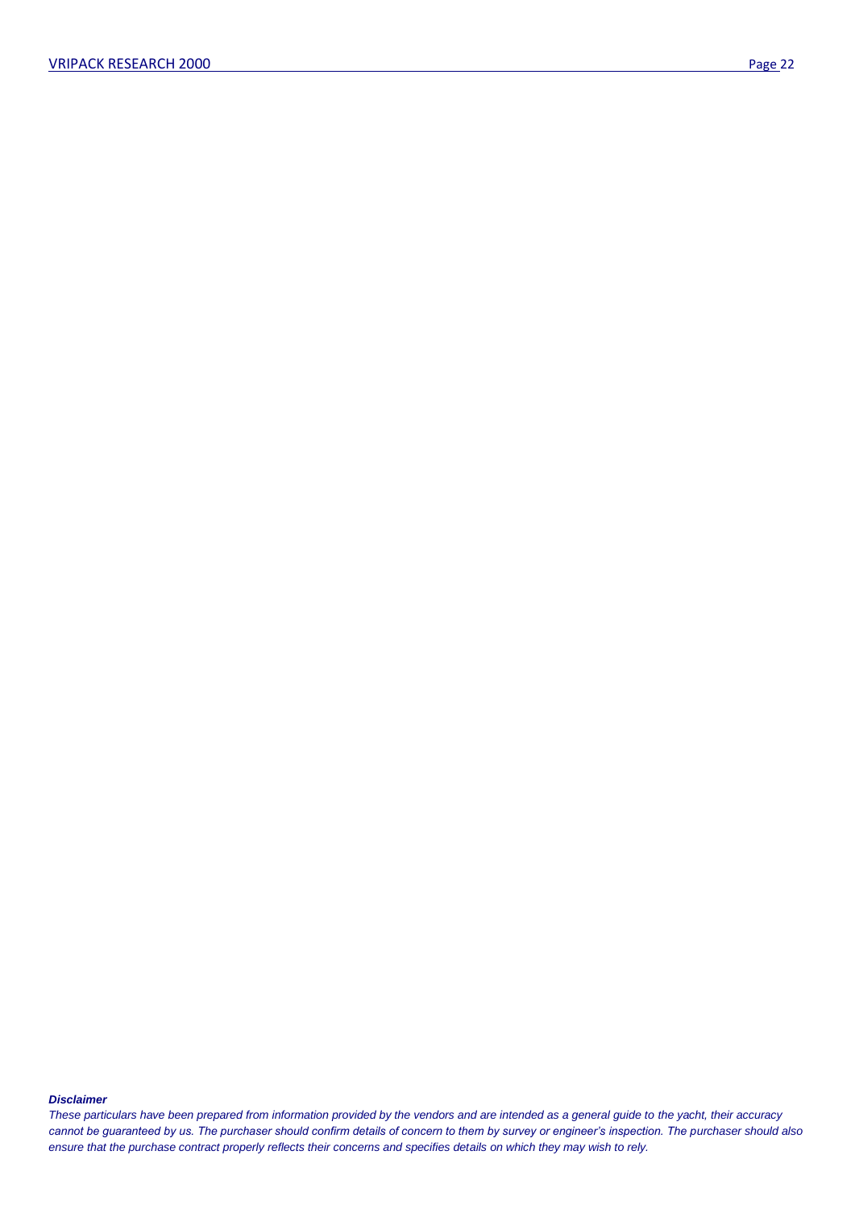***Disclaimer***

*These particulars have been prepared from information provided by the vendors and are intended as a general guide to the yacht, their accuracy cannot be guaranteed by us. The purchaser should confirm details of concern to them by survey or engineer's inspection. The purchaser should also ensure that the purchase contract properly reflects their concerns and specifies details on which they may wish to rely.*